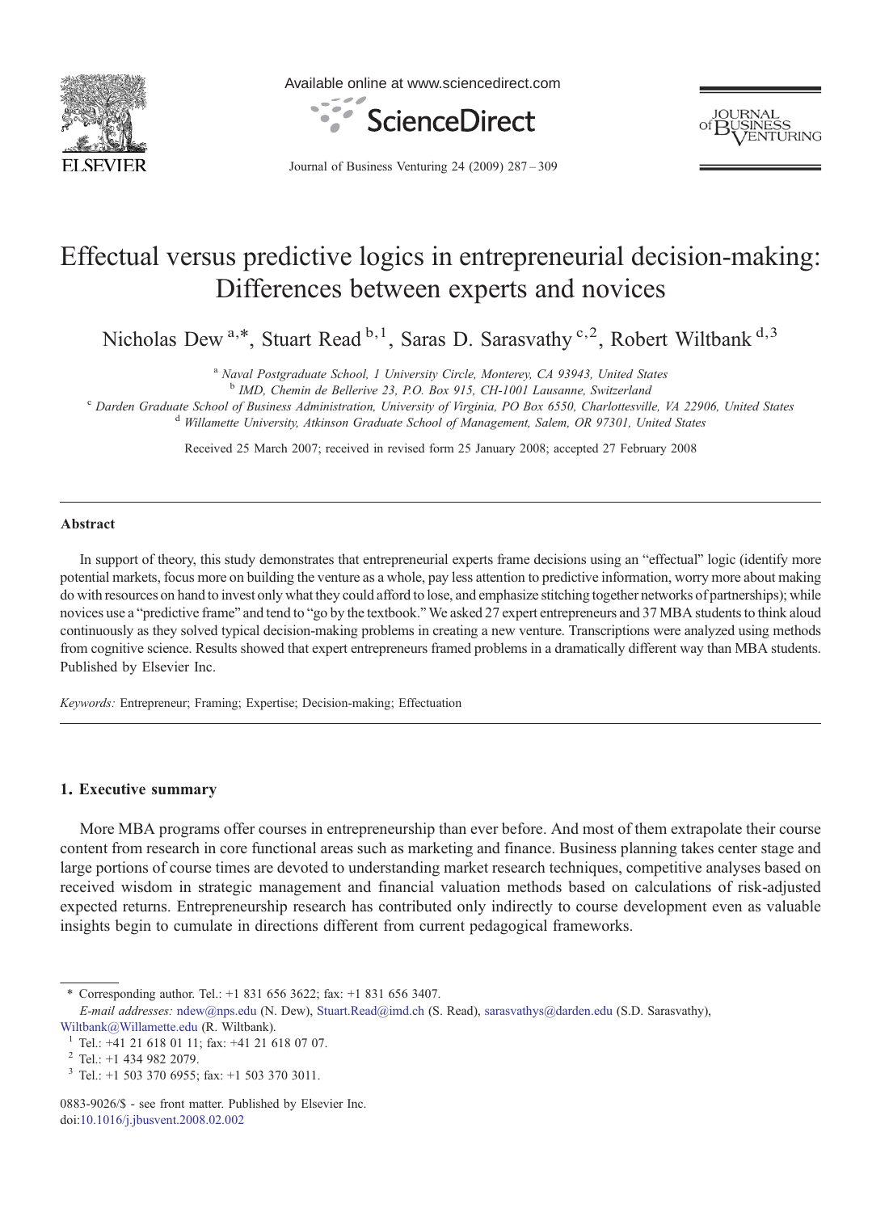# Effectual versus predictive logics in entrepreneurial decision-making: Differences between experts and novices

Nicholas Dew [a,*], Stuart Read [b,1], Saras D. Sarasvathy [c,2], Robert Wiltbank [d,3]

[a] *Naval Postgraduate School, 1 University Circle, Monterey, CA 93943, United States*

[b] *IMD, Chemin de Bellerive 23, P.O. Box 915, CH-1001 Lausanne, Switzerland*

[c] *Darden Graduate School of Business Administration, University of Virginia, PO Box 6550, Charlottesville, VA 22906, United States*

[d] *Willamette University, Atkinson Graduate School of Management, Salem, OR 97301, United States*

Received 25 March 2007; received in revised form 25 January 2008; accepted 27 February 2008

## Abstract

In support of theory, this study demonstrates that entrepreneurial experts frame decisions using an "effectual" logic (identify more potential markets, focus more on building the venture as a whole, pay less attention to predictive information, worry more about making do with resources on hand to invest only what they could afford to lose, and emphasize stitching together networks of partnerships); while novices use a "predictive frame" and tend to "go by the textbook." We asked 27 expert entrepreneurs and 37 MBA students to think aloud continuously as they solved typical decision-making problems in creating a new venture. Transcriptions were analyzed using methods from cognitive science. Results showed that expert entrepreneurs framed problems in a dramatically different way than MBA students. Published by Elsevier Inc.

*Keywords:* Entrepreneur; Framing; Expertise; Decision-making; Effectuation

## 1. Executive summary

More MBA programs offer courses in entrepreneurship than ever before. And most of them extrapolate their course content from research in core functional areas such as marketing and finance. Business planning takes center stage and large portions of course times are devoted to understanding market research techniques, competitive analyses based on received wisdom in strategic management and financial valuation methods based on calculations of risk-adjusted expected returns. Entrepreneurship research has contributed only indirectly to course development even as valuable insights begin to cumulate in directions different from current pedagogical frameworks.

---

\* Corresponding author. Tel.: +1 831 656 3622; fax: +1 831 656 3407.

*E-mail addresses:* ndew@nps.edu (N. Dew), Stuart.Read@imd.ch (S. Read), sarasvathys@darden.edu (S.D. Sarasvathy), Wiltbank@Willamette.edu (R. Wiltbank).

[1] Tel.: +41 21 618 01 11; fax: +41 21 618 07 07.

[2] Tel.: +1 434 982 2079.

[3] Tel.: +1 503 370 6955; fax: +1 503 370 3011.

0883-9026/$ - see front matter. Published by Elsevier Inc.
doi:10.1016/j.jbusvent.2008.02.002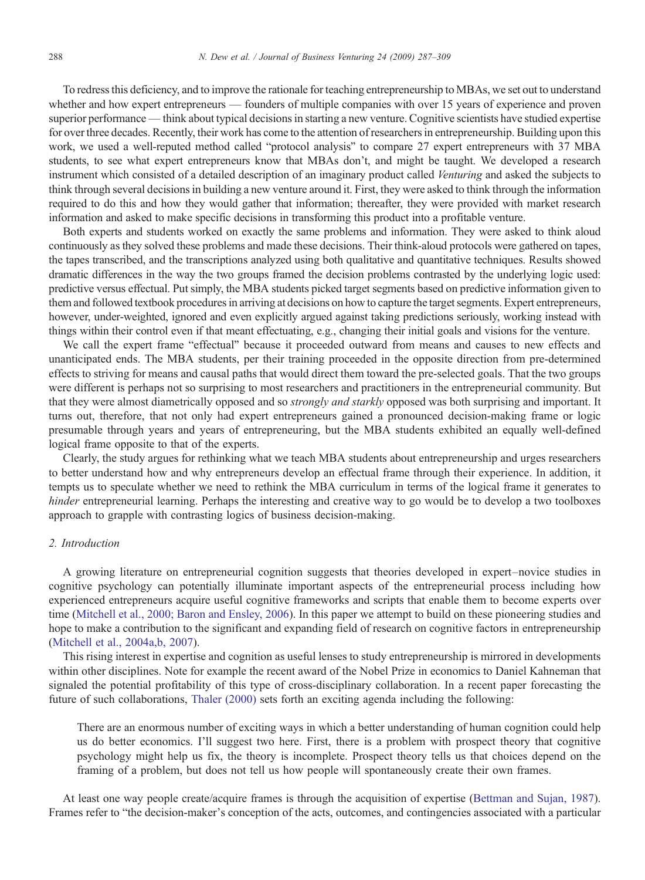To redress this deficiency, and to improve the rationale for teaching entrepreneurship to MBAs, we set out to understand whether and how expert entrepreneurs — founders of multiple companies with over 15 years of experience and proven superior performance — think about typical decisions in starting a new venture. Cognitive scientists have studied expertise for over three decades. Recently, their work has come to the attention of researchers in entrepreneurship. Building upon this work, we used a well-reputed method called "protocol analysis" to compare 27 expert entrepreneurs with 37 MBA students, to see what expert entrepreneurs know that MBAs don't, and might be taught. We developed a research instrument which consisted of a detailed description of an imaginary product called *Venturing* and asked the subjects to think through several decisions in building a new venture around it. First, they were asked to think through the information required to do this and how they would gather that information; thereafter, they were provided with market research information and asked to make specific decisions in transforming this product into a profitable venture.

Both experts and students worked on exactly the same problems and information. They were asked to think aloud continuously as they solved these problems and made these decisions. Their think-aloud protocols were gathered on tapes, the tapes transcribed, and the transcriptions analyzed using both qualitative and quantitative techniques. Results showed dramatic differences in the way the two groups framed the decision problems contrasted by the underlying logic used: predictive versus effectual. Put simply, the MBA students picked target segments based on predictive information given to them and followed textbook procedures in arriving at decisions on how to capture the target segments. Expert entrepreneurs, however, under-weighted, ignored and even explicitly argued against taking predictions seriously, working instead with things within their control even if that meant effectuating, e.g., changing their initial goals and visions for the venture.

We call the expert frame "effectual" because it proceeded outward from means and causes to new effects and unanticipated ends. The MBA students, per their training proceeded in the opposite direction from pre-determined effects to striving for means and causal paths that would direct them toward the pre-selected goals. That the two groups were different is perhaps not so surprising to most researchers and practitioners in the entrepreneurial community. But that they were almost diametrically opposed and so *strongly and starkly* opposed was both surprising and important. It turns out, therefore, that not only had expert entrepreneurs gained a pronounced decision-making frame or logic presumable through years and years of entrepreneuring, but the MBA students exhibited an equally well-defined logical frame opposite to that of the experts.

Clearly, the study argues for rethinking what we teach MBA students about entrepreneurship and urges researchers to better understand how and why entrepreneurs develop an effectual frame through their experience. In addition, it tempts us to speculate whether we need to rethink the MBA curriculum in terms of the logical frame it generates to *hinder* entrepreneurial learning. Perhaps the interesting and creative way to go would be to develop a two toolboxes approach to grapple with contrasting logics of business decision-making.

## 2. Introduction

A growing literature on entrepreneurial cognition suggests that theories developed in expert–novice studies in cognitive psychology can potentially illuminate important aspects of the entrepreneurial process including how experienced entrepreneurs acquire useful cognitive frameworks and scripts that enable them to become experts over time (Mitchell et al., 2000; Baron and Ensley, 2006). In this paper we attempt to build on these pioneering studies and hope to make a contribution to the significant and expanding field of research on cognitive factors in entrepreneurship (Mitchell et al., 2004a,b, 2007).

This rising interest in expertise and cognition as useful lenses to study entrepreneurship is mirrored in developments within other disciplines. Note for example the recent award of the Nobel Prize in economics to Daniel Kahneman that signaled the potential profitability of this type of cross-disciplinary collaboration. In a recent paper forecasting the future of such collaborations, Thaler (2000) sets forth an exciting agenda including the following:

> There are an enormous number of exciting ways in which a better understanding of human cognition could help us do better economics. I'll suggest two here. First, there is a problem with prospect theory that cognitive psychology might help us fix, the theory is incomplete. Prospect theory tells us that choices depend on the framing of a problem, but does not tell us how people will spontaneously create their own frames.

At least one way people create/acquire frames is through the acquisition of expertise (Bettman and Sujan, 1987). Frames refer to "the decision-maker's conception of the acts, outcomes, and contingencies associated with a particular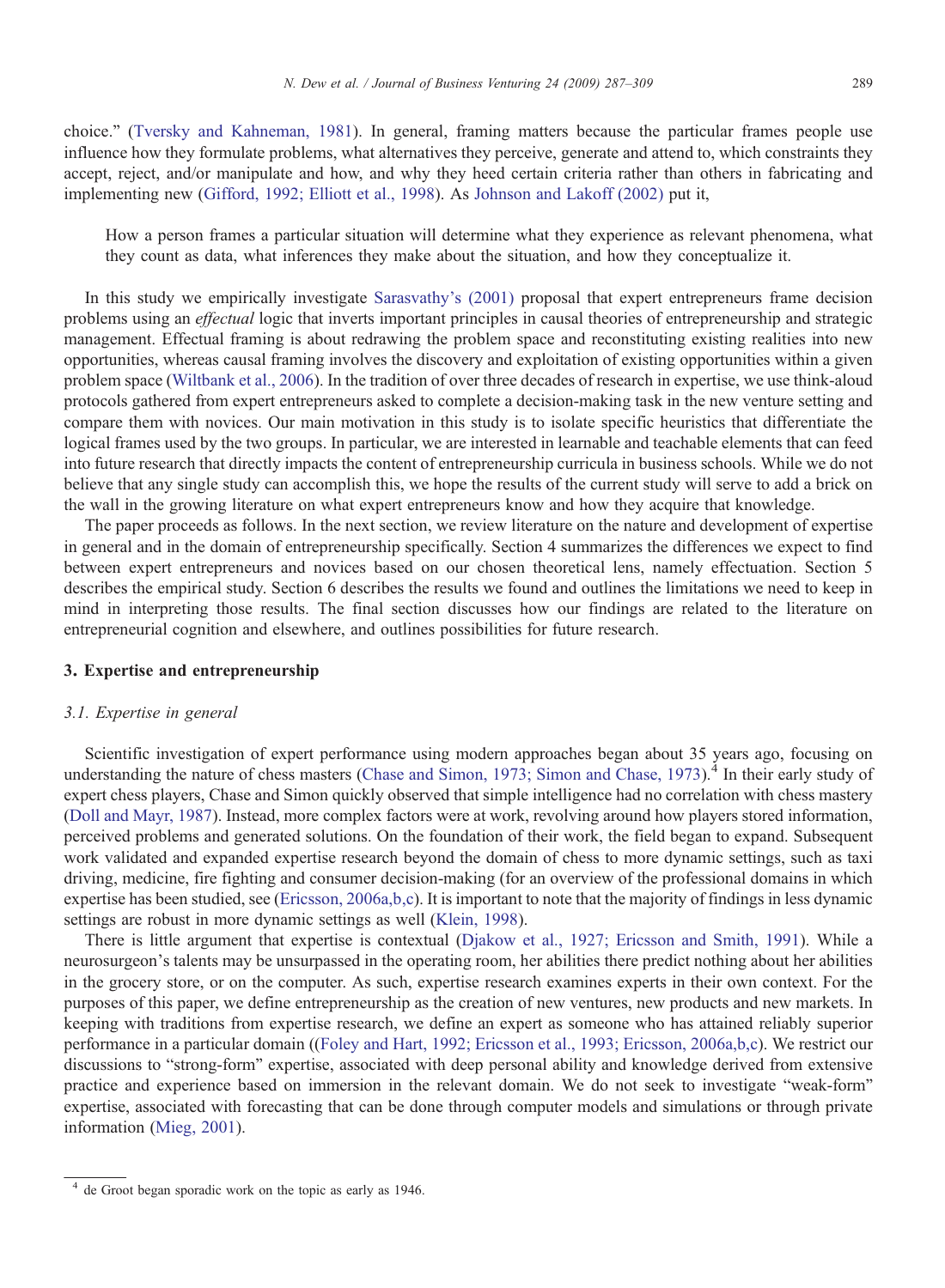choice." (Tversky and Kahneman, 1981). In general, framing matters because the particular frames people use influence how they formulate problems, what alternatives they perceive, generate and attend to, which constraints they accept, reject, and/or manipulate and how, and why they heed certain criteria rather than others in fabricating and implementing new (Gifford, 1992; Elliott et al., 1998). As Johnson and Lakoff (2002) put it,

> How a person frames a particular situation will determine what they experience as relevant phenomena, what they count as data, what inferences they make about the situation, and how they conceptualize it.

In this study we empirically investigate Sarasvathy's (2001) proposal that expert entrepreneurs frame decision problems using an *effectual* logic that inverts important principles in causal theories of entrepreneurship and strategic management. Effectual framing is about redrawing the problem space and reconstituting existing realities into new opportunities, whereas causal framing involves the discovery and exploitation of existing opportunities within a given problem space (Wiltbank et al., 2006). In the tradition of over three decades of research in expertise, we use think-aloud protocols gathered from expert entrepreneurs asked to complete a decision-making task in the new venture setting and compare them with novices. Our main motivation in this study is to isolate specific heuristics that differentiate the logical frames used by the two groups. In particular, we are interested in learnable and teachable elements that can feed into future research that directly impacts the content of entrepreneurship curricula in business schools. While we do not believe that any single study can accomplish this, we hope the results of the current study will serve to add a brick on the wall in the growing literature on what expert entrepreneurs know and how they acquire that knowledge.

The paper proceeds as follows. In the next section, we review literature on the nature and development of expertise in general and in the domain of entrepreneurship specifically. Section 4 summarizes the differences we expect to find between expert entrepreneurs and novices based on our chosen theoretical lens, namely effectuation. Section 5 describes the empirical study. Section 6 describes the results we found and outlines the limitations we need to keep in mind in interpreting those results. The final section discusses how our findings are related to the literature on entrepreneurial cognition and elsewhere, and outlines possibilities for future research.

## 3. Expertise and entrepreneurship

### 3.1. Expertise in general

Scientific investigation of expert performance using modern approaches began about 35 years ago, focusing on understanding the nature of chess masters (Chase and Simon, 1973; Simon and Chase, 1973).[4] In their early study of expert chess players, Chase and Simon quickly observed that simple intelligence had no correlation with chess mastery (Doll and Mayr, 1987). Instead, more complex factors were at work, revolving around how players stored information, perceived problems and generated solutions. On the foundation of their work, the field began to expand. Subsequent work validated and expanded expertise research beyond the domain of chess to more dynamic settings, such as taxi driving, medicine, fire fighting and consumer decision-making (for an overview of the professional domains in which expertise has been studied, see (Ericsson, 2006a,b,c). It is important to note that the majority of findings in less dynamic settings are robust in more dynamic settings as well (Klein, 1998).

There is little argument that expertise is contextual (Djakow et al., 1927; Ericsson and Smith, 1991). While a neurosurgeon's talents may be unsurpassed in the operating room, her abilities there predict nothing about her abilities in the grocery store, or on the computer. As such, expertise research examines experts in their own context. For the purposes of this paper, we define entrepreneurship as the creation of new ventures, new products and new markets. In keeping with traditions from expertise research, we define an expert as someone who has attained reliably superior performance in a particular domain ((Foley and Hart, 1992; Ericsson et al., 1993; Ericsson, 2006a,b,c). We restrict our discussions to "strong-form" expertise, associated with deep personal ability and knowledge derived from extensive practice and experience based on immersion in the relevant domain. We do not seek to investigate "weak-form" expertise, associated with forecasting that can be done through computer models and simulations or through private information (Mieg, 2001).

[4] de Groot began sporadic work on the topic as early as 1946.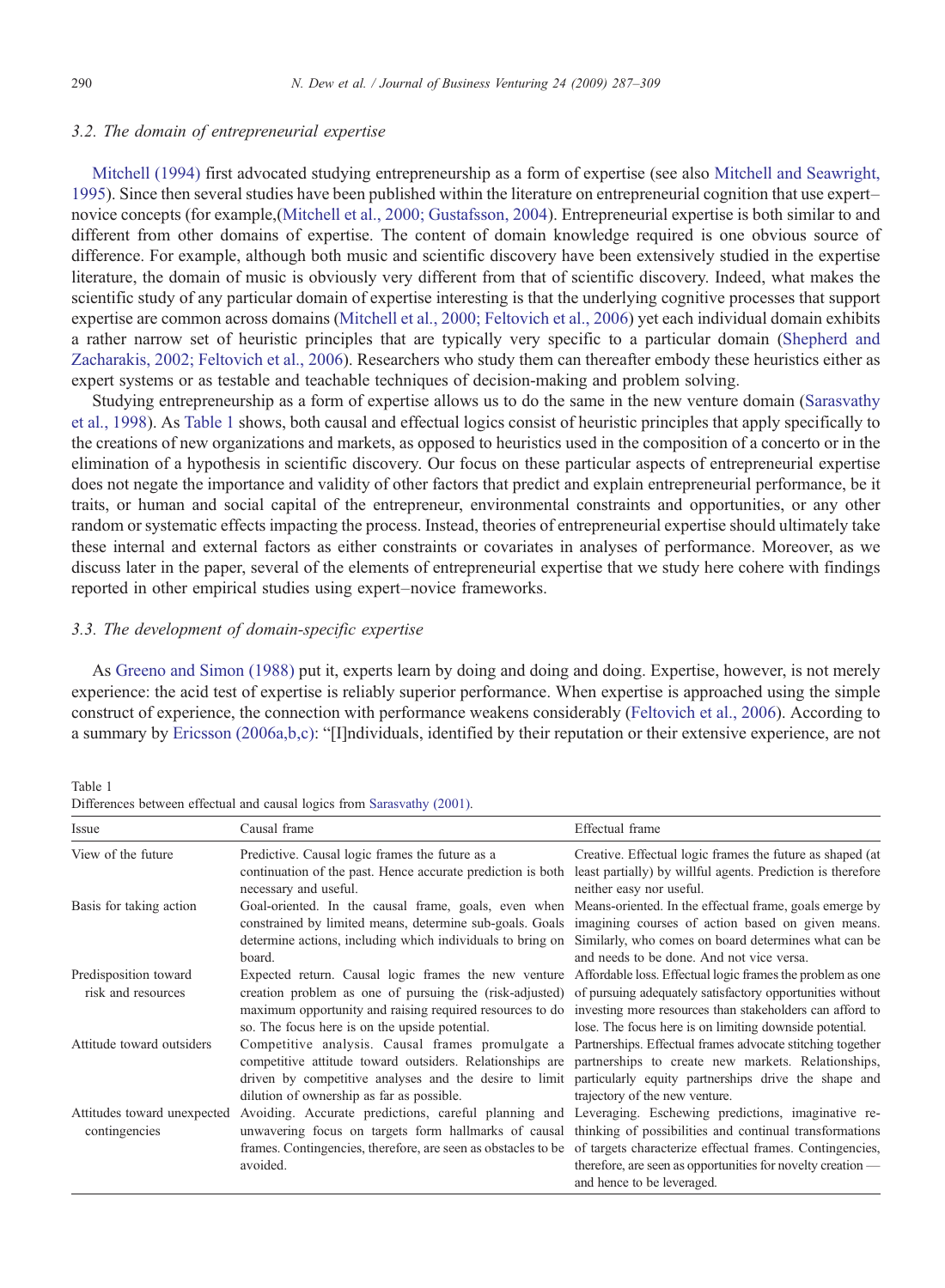### 3.2. The domain of entrepreneurial expertise

Mitchell (1994) first advocated studying entrepreneurship as a form of expertise (see also Mitchell and Seawright, 1995). Since then several studies have been published within the literature on entrepreneurial cognition that use expert–novice concepts (for example,(Mitchell et al., 2000; Gustafsson, 2004). Entrepreneurial expertise is both similar to and different from other domains of expertise. The content of domain knowledge required is one obvious source of difference. For example, although both music and scientific discovery have been extensively studied in the expertise literature, the domain of music is obviously very different from that of scientific discovery. Indeed, what makes the scientific study of any particular domain of expertise interesting is that the underlying cognitive processes that support expertise are common across domains (Mitchell et al., 2000; Feltovich et al., 2006) yet each individual domain exhibits a rather narrow set of heuristic principles that are typically very specific to a particular domain (Shepherd and Zacharakis, 2002; Feltovich et al., 2006). Researchers who study them can thereafter embody these heuristics either as expert systems or as testable and teachable techniques of decision-making and problem solving.

Studying entrepreneurship as a form of expertise allows us to do the same in the new venture domain (Sarasvathy et al., 1998). As Table 1 shows, both causal and effectual logics consist of heuristic principles that apply specifically to the creations of new organizations and markets, as opposed to heuristics used in the composition of a concerto or in the elimination of a hypothesis in scientific discovery. Our focus on these particular aspects of entrepreneurial expertise does not negate the importance and validity of other factors that predict and explain entrepreneurial performance, be it traits, or human and social capital of the entrepreneur, environmental constraints and opportunities, or any other random or systematic effects impacting the process. Instead, theories of entrepreneurial expertise should ultimately take these internal and external factors as either constraints or covariates in analyses of performance. Moreover, as we discuss later in the paper, several of the elements of entrepreneurial expertise that we study here cohere with findings reported in other empirical studies using expert–novice frameworks.

### 3.3. The development of domain-specific expertise

As Greeno and Simon (1988) put it, experts learn by doing and doing and doing. Expertise, however, is not merely experience: the acid test of expertise is reliably superior performance. When expertise is approached using the simple construct of experience, the connection with performance weakens considerably (Feltovich et al., 2006). According to a summary by Ericsson (2006a,b,c): "[I]ndividuals, identified by their reputation or their extensive experience, are not

Table 1
Differences between effectual and causal logics from Sarasvathy (2001).

| Issue | Causal frame | Effectual frame |
|---|---|---|
| View of the future | Predictive. Causal logic frames the future as a continuation of the past. Hence accurate prediction is both necessary and useful. | Creative. Effectual logic frames the future as shaped (at least partially) by willful agents. Prediction is therefore neither easy nor useful. |
| Basis for taking action | Goal-oriented. In the causal frame, goals, even when constrained by limited means, determine sub-goals. Goals determine actions, including which individuals to bring on board. | Means-oriented. In the effectual frame, goals emerge by imagining courses of action based on given means. Similarly, who comes on board determines what can be and needs to be done. And not vice versa. |
| Predisposition toward risk and resources | Expected return. Causal logic frames the new venture creation problem as one of pursuing the (risk-adjusted) maximum opportunity and raising required resources to do so. The focus here is on the upside potential. | Affordable loss. Effectual logic frames the problem as one of pursuing adequately satisfactory opportunities without investing more resources than stakeholders can afford to lose. The focus here is on limiting downside potential. |
| Attitude toward outsiders | Competitive analysis. Causal frames promulgate a competitive attitude toward outsiders. Relationships are driven by competitive analyses and the desire to limit dilution of ownership as far as possible. | Partnerships. Effectual frames advocate stitching together partnerships to create new markets. Relationships, particularly equity partnerships drive the shape and trajectory of the new venture. |
| Attitudes toward unexpected contingencies | Avoiding. Accurate predictions, careful planning and unwavering focus on targets form hallmarks of causal frames. Contingencies, therefore, are seen as obstacles to be avoided. | Leveraging. Eschewing predictions, imaginative re-thinking of possibilities and continual transformations of targets characterize effectual frames. Contingencies, therefore, are seen as opportunities for novelty creation — and hence to be leveraged. |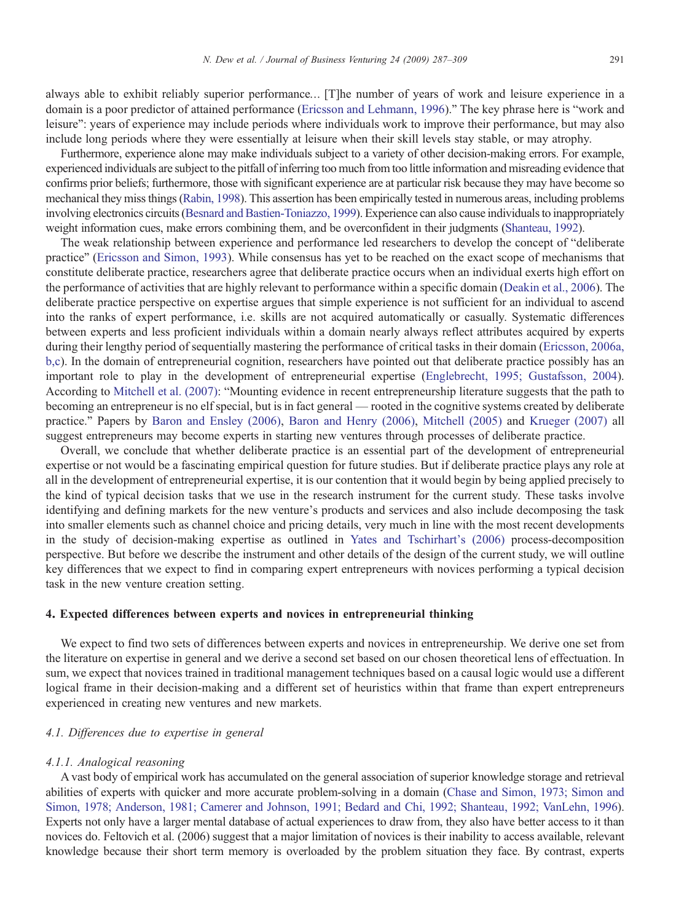always able to exhibit reliably superior performance... [T]he number of years of work and leisure experience in a domain is a poor predictor of attained performance (Ericsson and Lehmann, 1996)." The key phrase here is "work and leisure": years of experience may include periods where individuals work to improve their performance, but may also include long periods where they were essentially at leisure when their skill levels stay stable, or may atrophy.

Furthermore, experience alone may make individuals subject to a variety of other decision-making errors. For example, experienced individuals are subject to the pitfall of inferring too much from too little information and misreading evidence that confirms prior beliefs; furthermore, those with significant experience are at particular risk because they may have become so mechanical they miss things (Rabin, 1998). This assertion has been empirically tested in numerous areas, including problems involving electronics circuits (Besnard and Bastien-Toniazzo, 1999). Experience can also cause individuals to inappropriately weight information cues, make errors combining them, and be overconfident in their judgments (Shanteau, 1992).

The weak relationship between experience and performance led researchers to develop the concept of "deliberate practice" (Ericsson and Simon, 1993). While consensus has yet to be reached on the exact scope of mechanisms that constitute deliberate practice, researchers agree that deliberate practice occurs when an individual exerts high effort on the performance of activities that are highly relevant to performance within a specific domain (Deakin et al., 2006). The deliberate practice perspective on expertise argues that simple experience is not sufficient for an individual to ascend into the ranks of expert performance, i.e. skills are not acquired automatically or casually. Systematic differences between experts and less proficient individuals within a domain nearly always reflect attributes acquired by experts during their lengthy period of sequentially mastering the performance of critical tasks in their domain (Ericsson, 2006a, b,c). In the domain of entrepreneurial cognition, researchers have pointed out that deliberate practice possibly has an important role to play in the development of entrepreneurial expertise (Englebrecht, 1995; Gustafsson, 2004). According to Mitchell et al. (2007): "Mounting evidence in recent entrepreneurship literature suggests that the path to becoming an entrepreneur is no elf special, but is in fact general — rooted in the cognitive systems created by deliberate practice." Papers by Baron and Ensley (2006), Baron and Henry (2006), Mitchell (2005) and Krueger (2007) all suggest entrepreneurs may become experts in starting new ventures through processes of deliberate practice.

Overall, we conclude that whether deliberate practice is an essential part of the development of entrepreneurial expertise or not would be a fascinating empirical question for future studies. But if deliberate practice plays any role at all in the development of entrepreneurial expertise, it is our contention that it would begin by being applied precisely to the kind of typical decision tasks that we use in the research instrument for the current study. These tasks involve identifying and defining markets for the new venture's products and services and also include decomposing the task into smaller elements such as channel choice and pricing details, very much in line with the most recent developments in the study of decision-making expertise as outlined in Yates and Tschirhart's (2006) process-decomposition perspective. But before we describe the instrument and other details of the design of the current study, we will outline key differences that we expect to find in comparing expert entrepreneurs with novices performing a typical decision task in the new venture creation setting.

## 4. Expected differences between experts and novices in entrepreneurial thinking

We expect to find two sets of differences between experts and novices in entrepreneurship. We derive one set from the literature on expertise in general and we derive a second set based on our chosen theoretical lens of effectuation. In sum, we expect that novices trained in traditional management techniques based on a causal logic would use a different logical frame in their decision-making and a different set of heuristics within that frame than expert entrepreneurs experienced in creating new ventures and new markets.

### *4.1. Differences due to expertise in general*

#### *4.1.1. Analogical reasoning*

A vast body of empirical work has accumulated on the general association of superior knowledge storage and retrieval abilities of experts with quicker and more accurate problem-solving in a domain (Chase and Simon, 1973; Simon and Simon, 1978; Anderson, 1981; Camerer and Johnson, 1991; Bedard and Chi, 1992; Shanteau, 1992; VanLehn, 1996). Experts not only have a larger mental database of actual experiences to draw from, they also have better access to it than novices do. Feltovich et al. (2006) suggest that a major limitation of novices is their inability to access available, relevant knowledge because their short term memory is overloaded by the problem situation they face. By contrast, experts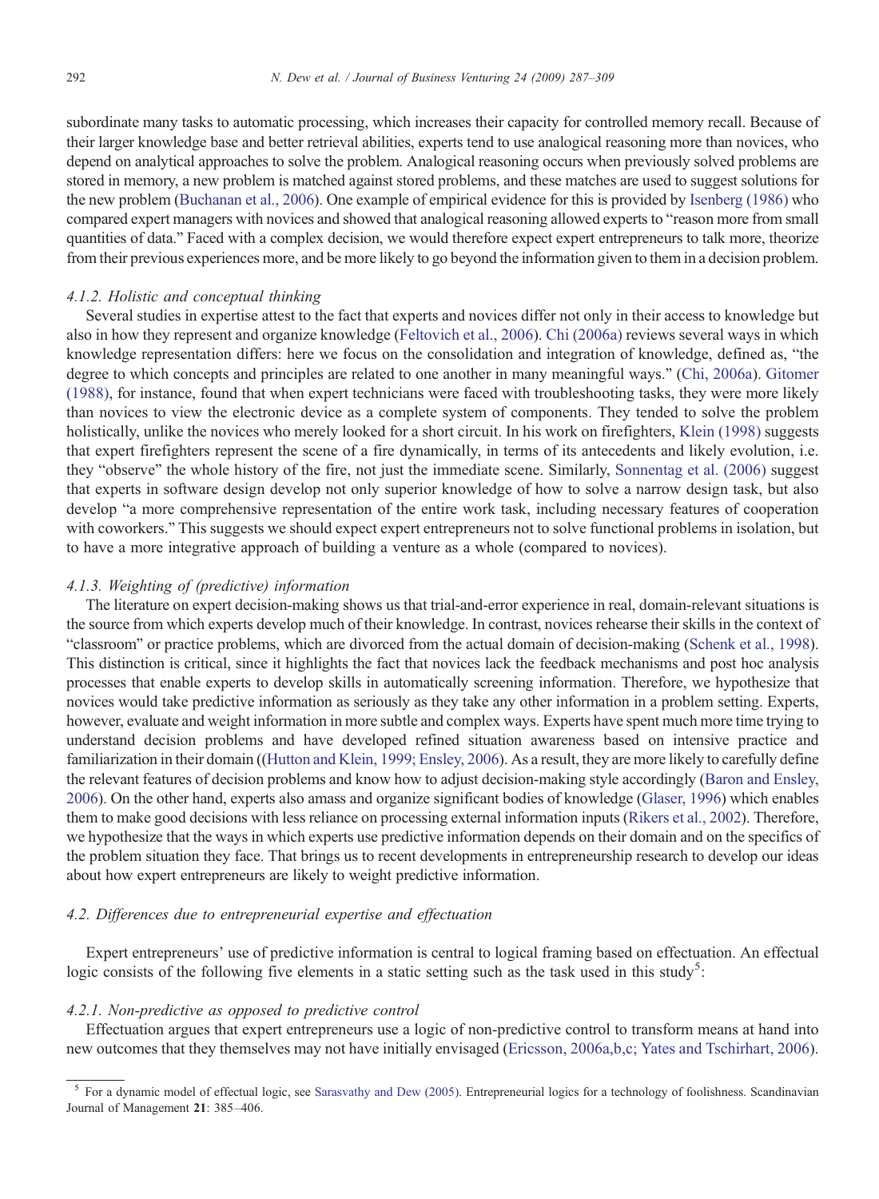subordinate many tasks to automatic processing, which increases their capacity for controlled memory recall. Because of their larger knowledge base and better retrieval abilities, experts tend to use analogical reasoning more than novices, who depend on analytical approaches to solve the problem. Analogical reasoning occurs when previously solved problems are stored in memory, a new problem is matched against stored problems, and these matches are used to suggest solutions for the new problem (Buchanan et al., 2006). One example of empirical evidence for this is provided by Isenberg (1986) who compared expert managers with novices and showed that analogical reasoning allowed experts to "reason more from small quantities of data." Faced with a complex decision, we would therefore expect expert entrepreneurs to talk more, theorize from their previous experiences more, and be more likely to go beyond the information given to them in a decision problem.

#### *4.1.2. Holistic and conceptual thinking*

Several studies in expertise attest to the fact that experts and novices differ not only in their access to knowledge but also in how they represent and organize knowledge (Feltovich et al., 2006). Chi (2006a) reviews several ways in which knowledge representation differs: here we focus on the consolidation and integration of knowledge, defined as, "the degree to which concepts and principles are related to one another in many meaningful ways." (Chi, 2006a). Gitomer (1988), for instance, found that when expert technicians were faced with troubleshooting tasks, they were more likely than novices to view the electronic device as a complete system of components. They tended to solve the problem holistically, unlike the novices who merely looked for a short circuit. In his work on firefighters, Klein (1998) suggests that expert firefighters represent the scene of a fire dynamically, in terms of its antecedents and likely evolution, i.e. they "observe" the whole history of the fire, not just the immediate scene. Similarly, Sonnentag et al. (2006) suggest that experts in software design develop not only superior knowledge of how to solve a narrow design task, but also develop "a more comprehensive representation of the entire work task, including necessary features of cooperation with coworkers." This suggests we should expect expert entrepreneurs not to solve functional problems in isolation, but to have a more integrative approach of building a venture as a whole (compared to novices).

#### *4.1.3. Weighting of (predictive) information*

The literature on expert decision-making shows us that trial-and-error experience in real, domain-relevant situations is the source from which experts develop much of their knowledge. In contrast, novices rehearse their skills in the context of "classroom" or practice problems, which are divorced from the actual domain of decision-making (Schenk et al., 1998). This distinction is critical, since it highlights the fact that novices lack the feedback mechanisms and post hoc analysis processes that enable experts to develop skills in automatically screening information. Therefore, we hypothesize that novices would take predictive information as seriously as they take any other information in a problem setting. Experts, however, evaluate and weight information in more subtle and complex ways. Experts have spent much more time trying to understand decision problems and have developed refined situation awareness based on intensive practice and familiarization in their domain ((Hutton and Klein, 1999; Ensley, 2006). As a result, they are more likely to carefully define the relevant features of decision problems and know how to adjust decision-making style accordingly (Baron and Ensley, 2006). On the other hand, experts also amass and organize significant bodies of knowledge (Glaser, 1996) which enables them to make good decisions with less reliance on processing external information inputs (Rikers et al., 2002). Therefore, we hypothesize that the ways in which experts use predictive information depends on their domain and on the specifics of the problem situation they face. That brings us to recent developments in entrepreneurship research to develop our ideas about how expert entrepreneurs are likely to weight predictive information.

### *4.2. Differences due to entrepreneurial expertise and effectuation*

Expert entrepreneurs' use of predictive information is central to logical framing based on effectuation. An effectual logic consists of the following five elements in a static setting such as the task used in this study[5]:

#### *4.2.1. Non-predictive as opposed to predictive control*

Effectuation argues that expert entrepreneurs use a logic of non-predictive control to transform means at hand into new outcomes that they themselves may not have initially envisaged (Ericsson, 2006a,b,c; Yates and Tschirhart, 2006).

[5] For a dynamic model of effectual logic, see Sarasvathy and Dew (2005). Entrepreneurial logics for a technology of foolishness. Scandinavian Journal of Management **21**: 385–406.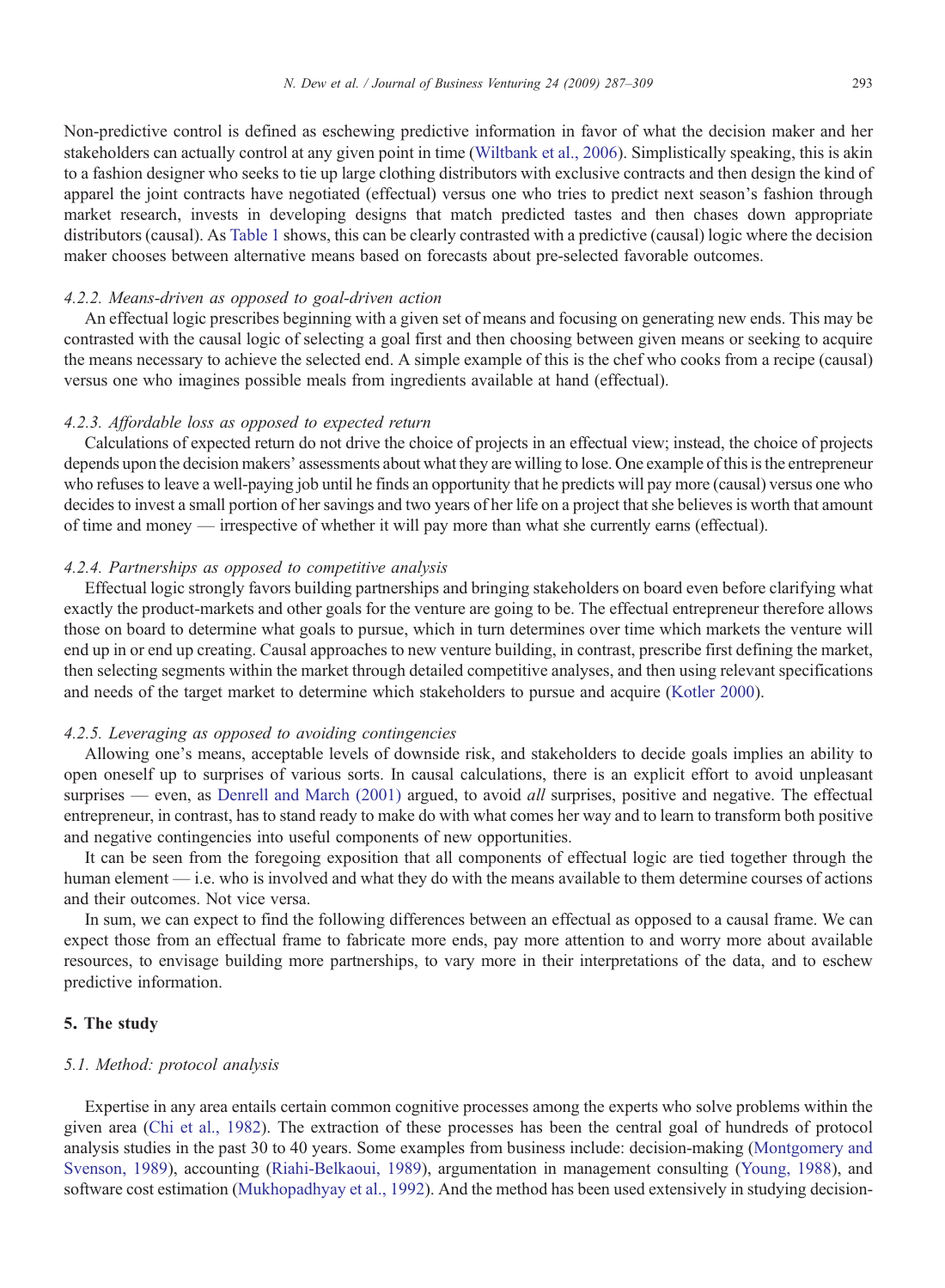Non-predictive control is defined as eschewing predictive information in favor of what the decision maker and her stakeholders can actually control at any given point in time (Wiltbank et al., 2006). Simplistically speaking, this is akin to a fashion designer who seeks to tie up large clothing distributors with exclusive contracts and then design the kind of apparel the joint contracts have negotiated (effectual) versus one who tries to predict next season's fashion through market research, invests in developing designs that match predicted tastes and then chases down appropriate distributors (causal). As Table 1 shows, this can be clearly contrasted with a predictive (causal) logic where the decision maker chooses between alternative means based on forecasts about pre-selected favorable outcomes.

### *4.2.2. Means-driven as opposed to goal-driven action*

An effectual logic prescribes beginning with a given set of means and focusing on generating new ends. This may be contrasted with the causal logic of selecting a goal first and then choosing between given means or seeking to acquire the means necessary to achieve the selected end. A simple example of this is the chef who cooks from a recipe (causal) versus one who imagines possible meals from ingredients available at hand (effectual).

### *4.2.3. Affordable loss as opposed to expected return*

Calculations of expected return do not drive the choice of projects in an effectual view; instead, the choice of projects depends upon the decision makers' assessments about what they are willing to lose. One example of this is the entrepreneur who refuses to leave a well-paying job until he finds an opportunity that he predicts will pay more (causal) versus one who decides to invest a small portion of her savings and two years of her life on a project that she believes is worth that amount of time and money — irrespective of whether it will pay more than what she currently earns (effectual).

### *4.2.4. Partnerships as opposed to competitive analysis*

Effectual logic strongly favors building partnerships and bringing stakeholders on board even before clarifying what exactly the product-markets and other goals for the venture are going to be. The effectual entrepreneur therefore allows those on board to determine what goals to pursue, which in turn determines over time which markets the venture will end up in or end up creating. Causal approaches to new venture building, in contrast, prescribe first defining the market, then selecting segments within the market through detailed competitive analyses, and then using relevant specifications and needs of the target market to determine which stakeholders to pursue and acquire (Kotler 2000).

### *4.2.5. Leveraging as opposed to avoiding contingencies*

Allowing one's means, acceptable levels of downside risk, and stakeholders to decide goals implies an ability to open oneself up to surprises of various sorts. In causal calculations, there is an explicit effort to avoid unpleasant surprises — even, as Denrell and March (2001) argued, to avoid *all* surprises, positive and negative. The effectual entrepreneur, in contrast, has to stand ready to make do with what comes her way and to learn to transform both positive and negative contingencies into useful components of new opportunities.

It can be seen from the foregoing exposition that all components of effectual logic are tied together through the human element — i.e. who is involved and what they do with the means available to them determine courses of actions and their outcomes. Not vice versa.

In sum, we can expect to find the following differences between an effectual as opposed to a causal frame. We can expect those from an effectual frame to fabricate more ends, pay more attention to and worry more about available resources, to envisage building more partnerships, to vary more in their interpretations of the data, and to eschew predictive information.

## 5. The study

### *5.1. Method: protocol analysis*

Expertise in any area entails certain common cognitive processes among the experts who solve problems within the given area (Chi et al., 1982). The extraction of these processes has been the central goal of hundreds of protocol analysis studies in the past 30 to 40 years. Some examples from business include: decision-making (Montgomery and Svenson, 1989), accounting (Riahi-Belkaoui, 1989), argumentation in management consulting (Young, 1988), and software cost estimation (Mukhopadhyay et al., 1992). And the method has been used extensively in studying decision-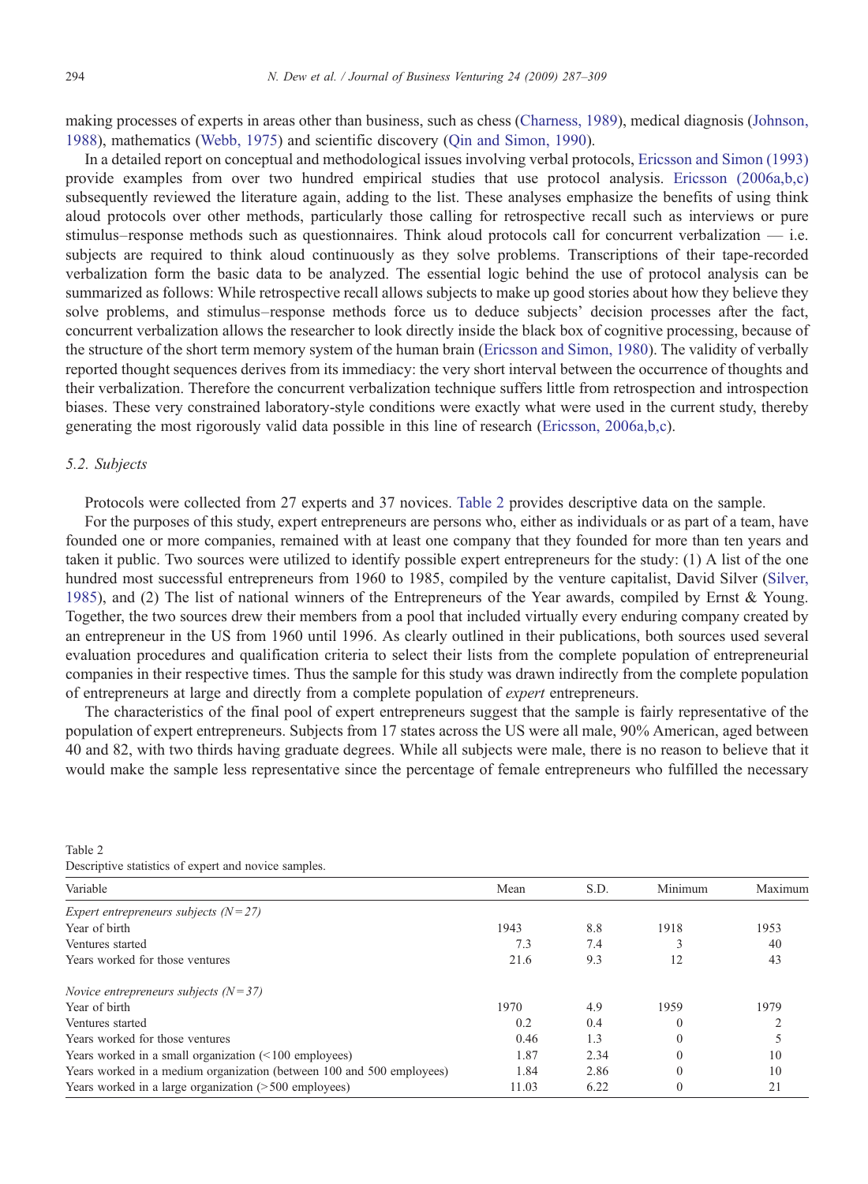making processes of experts in areas other than business, such as chess (Charness, 1989), medical diagnosis (Johnson, 1988), mathematics (Webb, 1975) and scientific discovery (Qin and Simon, 1990).

In a detailed report on conceptual and methodological issues involving verbal protocols, Ericsson and Simon (1993) provide examples from over two hundred empirical studies that use protocol analysis. Ericsson (2006a,b,c) subsequently reviewed the literature again, adding to the list. These analyses emphasize the benefits of using think aloud protocols over other methods, particularly those calling for retrospective recall such as interviews or pure stimulus–response methods such as questionnaires. Think aloud protocols call for concurrent verbalization — i.e. subjects are required to think aloud continuously as they solve problems. Transcriptions of their tape-recorded verbalization form the basic data to be analyzed. The essential logic behind the use of protocol analysis can be summarized as follows: While retrospective recall allows subjects to make up good stories about how they believe they solve problems, and stimulus–response methods force us to deduce subjects' decision processes after the fact, concurrent verbalization allows the researcher to look directly inside the black box of cognitive processing, because of the structure of the short term memory system of the human brain (Ericsson and Simon, 1980). The validity of verbally reported thought sequences derives from its immediacy: the very short interval between the occurrence of thoughts and their verbalization. Therefore the concurrent verbalization technique suffers little from retrospection and introspection biases. These very constrained laboratory-style conditions were exactly what were used in the current study, thereby generating the most rigorously valid data possible in this line of research (Ericsson, 2006a,b,c).

### 5.2. Subjects

Protocols were collected from 27 experts and 37 novices. Table 2 provides descriptive data on the sample.

For the purposes of this study, expert entrepreneurs are persons who, either as individuals or as part of a team, have founded one or more companies, remained with at least one company that they founded for more than ten years and taken it public. Two sources were utilized to identify possible expert entrepreneurs for the study: (1) A list of the one hundred most successful entrepreneurs from 1960 to 1985, compiled by the venture capitalist, David Silver (Silver, 1985), and (2) The list of national winners of the Entrepreneurs of the Year awards, compiled by Ernst & Young. Together, the two sources drew their members from a pool that included virtually every enduring company created by an entrepreneur in the US from 1960 until 1996. As clearly outlined in their publications, both sources used several evaluation procedures and qualification criteria to select their lists from the complete population of entrepreneurial companies in their respective times. Thus the sample for this study was drawn indirectly from the complete population of entrepreneurs at large and directly from a complete population of *expert* entrepreneurs.

The characteristics of the final pool of expert entrepreneurs suggest that the sample is fairly representative of the population of expert entrepreneurs. Subjects from 17 states across the US were all male, 90% American, aged between 40 and 82, with two thirds having graduate degrees. While all subjects were male, there is no reason to believe that it would make the sample less representative since the percentage of female entrepreneurs who fulfilled the necessary

Table 2
Descriptive statistics of expert and novice samples.

| Variable | Mean | S.D. | Minimum | Maximum |
|---|---|---|---|---|
| *Expert entrepreneurs subjects (N = 27)* | | | | |
| Year of birth | 1943 | 8.8 | 1918 | 1953 |
| Ventures started | 7.3 | 7.4 | 3 | 40 |
| Years worked for those ventures | 21.6 | 9.3 | 12 | 43 |
| *Novice entrepreneurs subjects (N = 37)* | | | | |
| Year of birth | 1970 | 4.9 | 1959 | 1979 |
| Ventures started | 0.2 | 0.4 | 0 | 2 |
| Years worked for those ventures | 0.46 | 1.3 | 0 | 5 |
| Years worked in a small organization (<100 employees) | 1.87 | 2.34 | 0 | 10 |
| Years worked in a medium organization (between 100 and 500 employees) | 1.84 | 2.86 | 0 | 10 |
| Years worked in a large organization (>500 employees) | 11.03 | 6.22 | 0 | 21 |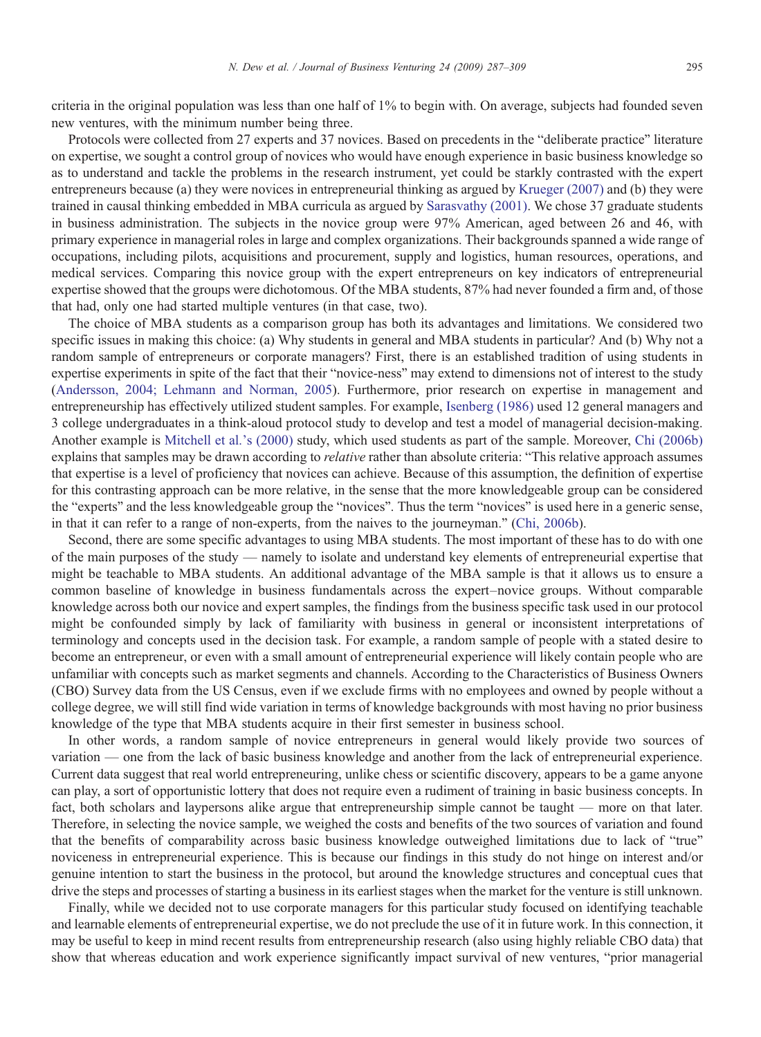criteria in the original population was less than one half of 1% to begin with. On average, subjects had founded seven new ventures, with the minimum number being three.

Protocols were collected from 27 experts and 37 novices. Based on precedents in the "deliberate practice" literature on expertise, we sought a control group of novices who would have enough experience in basic business knowledge so as to understand and tackle the problems in the research instrument, yet could be starkly contrasted with the expert entrepreneurs because (a) they were novices in entrepreneurial thinking as argued by Krueger (2007) and (b) they were trained in causal thinking embedded in MBA curricula as argued by Sarasvathy (2001). We chose 37 graduate students in business administration. The subjects in the novice group were 97% American, aged between 26 and 46, with primary experience in managerial roles in large and complex organizations. Their backgrounds spanned a wide range of occupations, including pilots, acquisitions and procurement, supply and logistics, human resources, operations, and medical services. Comparing this novice group with the expert entrepreneurs on key indicators of entrepreneurial expertise showed that the groups were dichotomous. Of the MBA students, 87% had never founded a firm and, of those that had, only one had started multiple ventures (in that case, two).

The choice of MBA students as a comparison group has both its advantages and limitations. We considered two specific issues in making this choice: (a) Why students in general and MBA students in particular? And (b) Why not a random sample of entrepreneurs or corporate managers? First, there is an established tradition of using students in expertise experiments in spite of the fact that their "novice-ness" may extend to dimensions not of interest to the study (Andersson, 2004; Lehmann and Norman, 2005). Furthermore, prior research on expertise in management and entrepreneurship has effectively utilized student samples. For example, Isenberg (1986) used 12 general managers and 3 college undergraduates in a think-aloud protocol study to develop and test a model of managerial decision-making. Another example is Mitchell et al.'s (2000) study, which used students as part of the sample. Moreover, Chi (2006b) explains that samples may be drawn according to *relative* rather than absolute criteria: "This relative approach assumes that expertise is a level of proficiency that novices can achieve. Because of this assumption, the definition of expertise for this contrasting approach can be more relative, in the sense that the more knowledgeable group can be considered the "experts" and the less knowledgeable group the "novices". Thus the term "novices" is used here in a generic sense, in that it can refer to a range of non-experts, from the naives to the journeyman." (Chi, 2006b).

Second, there are some specific advantages to using MBA students. The most important of these has to do with one of the main purposes of the study — namely to isolate and understand key elements of entrepreneurial expertise that might be teachable to MBA students. An additional advantage of the MBA sample is that it allows us to ensure a common baseline of knowledge in business fundamentals across the expert–novice groups. Without comparable knowledge across both our novice and expert samples, the findings from the business specific task used in our protocol might be confounded simply by lack of familiarity with business in general or inconsistent interpretations of terminology and concepts used in the decision task. For example, a random sample of people with a stated desire to become an entrepreneur, or even with a small amount of entrepreneurial experience will likely contain people who are unfamiliar with concepts such as market segments and channels. According to the Characteristics of Business Owners (CBO) Survey data from the US Census, even if we exclude firms with no employees and owned by people without a college degree, we will still find wide variation in terms of knowledge backgrounds with most having no prior business knowledge of the type that MBA students acquire in their first semester in business school.

In other words, a random sample of novice entrepreneurs in general would likely provide two sources of variation — one from the lack of basic business knowledge and another from the lack of entrepreneurial experience. Current data suggest that real world entrepreneuring, unlike chess or scientific discovery, appears to be a game anyone can play, a sort of opportunistic lottery that does not require even a rudiment of training in basic business concepts. In fact, both scholars and laypersons alike argue that entrepreneurship simple cannot be taught — more on that later. Therefore, in selecting the novice sample, we weighed the costs and benefits of the two sources of variation and found that the benefits of comparability across basic business knowledge outweighed limitations due to lack of "true" noviceness in entrepreneurial experience. This is because our findings in this study do not hinge on interest and/or genuine intention to start the business in the protocol, but around the knowledge structures and conceptual cues that drive the steps and processes of starting a business in its earliest stages when the market for the venture is still unknown.

Finally, while we decided not to use corporate managers for this particular study focused on identifying teachable and learnable elements of entrepreneurial expertise, we do not preclude the use of it in future work. In this connection, it may be useful to keep in mind recent results from entrepreneurship research (also using highly reliable CBO data) that show that whereas education and work experience significantly impact survival of new ventures, "prior managerial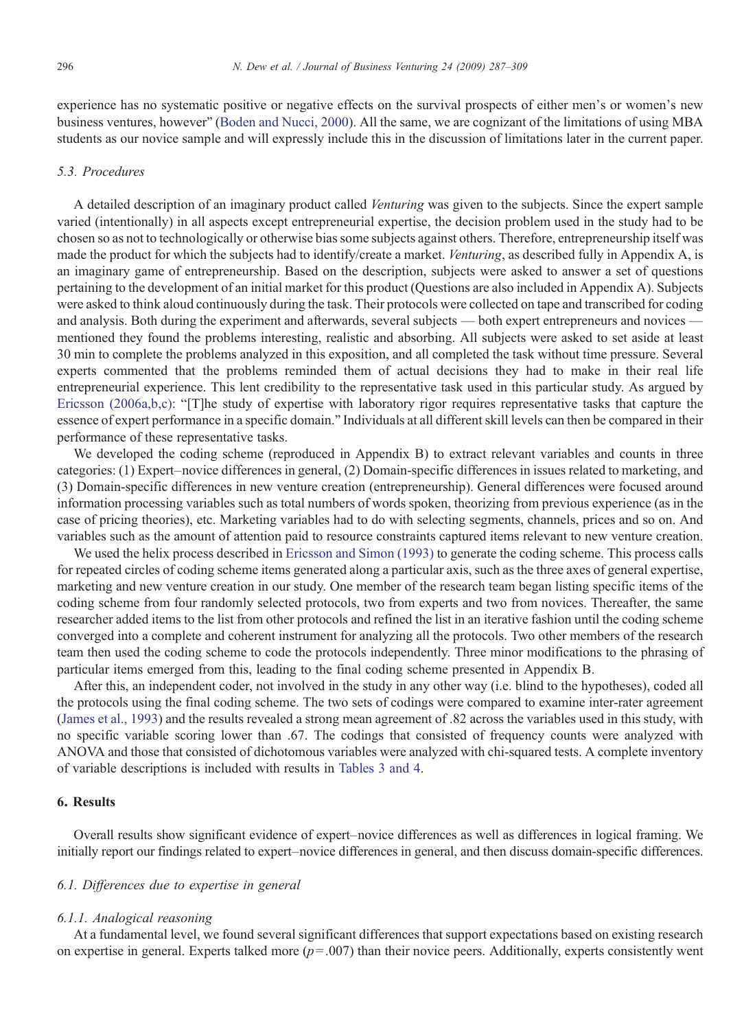experience has no systematic positive or negative effects on the survival prospects of either men's or women's new business ventures, however" (Boden and Nucci, 2000). All the same, we are cognizant of the limitations of using MBA students as our novice sample and will expressly include this in the discussion of limitations later in the current paper.

### *5.3. Procedures*

A detailed description of an imaginary product called *Venturing* was given to the subjects. Since the expert sample varied (intentionally) in all aspects except entrepreneurial expertise, the decision problem used in the study had to be chosen so as not to technologically or otherwise bias some subjects against others. Therefore, entrepreneurship itself was made the product for which the subjects had to identify/create a market. *Venturing*, as described fully in Appendix A, is an imaginary game of entrepreneurship. Based on the description, subjects were asked to answer a set of questions pertaining to the development of an initial market for this product (Questions are also included in Appendix A). Subjects were asked to think aloud continuously during the task. Their protocols were collected on tape and transcribed for coding and analysis. Both during the experiment and afterwards, several subjects — both expert entrepreneurs and novices — mentioned they found the problems interesting, realistic and absorbing. All subjects were asked to set aside at least 30 min to complete the problems analyzed in this exposition, and all completed the task without time pressure. Several experts commented that the problems reminded them of actual decisions they had to make in their real life entrepreneurial experience. This lent credibility to the representative task used in this particular study. As argued by Ericsson (2006a,b,c): "[T]he study of expertise with laboratory rigor requires representative tasks that capture the essence of expert performance in a specific domain." Individuals at all different skill levels can then be compared in their performance of these representative tasks.

We developed the coding scheme (reproduced in Appendix B) to extract relevant variables and counts in three categories: (1) Expert–novice differences in general, (2) Domain-specific differences in issues related to marketing, and (3) Domain-specific differences in new venture creation (entrepreneurship). General differences were focused around information processing variables such as total numbers of words spoken, theorizing from previous experience (as in the case of pricing theories), etc. Marketing variables had to do with selecting segments, channels, prices and so on. And variables such as the amount of attention paid to resource constraints captured items relevant to new venture creation.

We used the helix process described in Ericsson and Simon (1993) to generate the coding scheme. This process calls for repeated circles of coding scheme items generated along a particular axis, such as the three axes of general expertise, marketing and new venture creation in our study. One member of the research team began listing specific items of the coding scheme from four randomly selected protocols, two from experts and two from novices. Thereafter, the same researcher added items to the list from other protocols and refined the list in an iterative fashion until the coding scheme converged into a complete and coherent instrument for analyzing all the protocols. Two other members of the research team then used the coding scheme to code the protocols independently. Three minor modifications to the phrasing of particular items emerged from this, leading to the final coding scheme presented in Appendix B.

After this, an independent coder, not involved in the study in any other way (i.e. blind to the hypotheses), coded all the protocols using the final coding scheme. The two sets of codings were compared to examine inter-rater agreement (James et al., 1993) and the results revealed a strong mean agreement of .82 across the variables used in this study, with no specific variable scoring lower than .67. The codings that consisted of frequency counts were analyzed with ANOVA and those that consisted of dichotomous variables were analyzed with chi-squared tests. A complete inventory of variable descriptions is included with results in Tables 3 and 4.

## 6. Results

Overall results show significant evidence of expert–novice differences as well as differences in logical framing. We initially report our findings related to expert–novice differences in general, and then discuss domain-specific differences.

### *6.1. Differences due to expertise in general*

#### *6.1.1. Analogical reasoning*

At a fundamental level, we found several significant differences that support expectations based on existing research on expertise in general. Experts talked more ($p = .007$) than their novice peers. Additionally, experts consistently went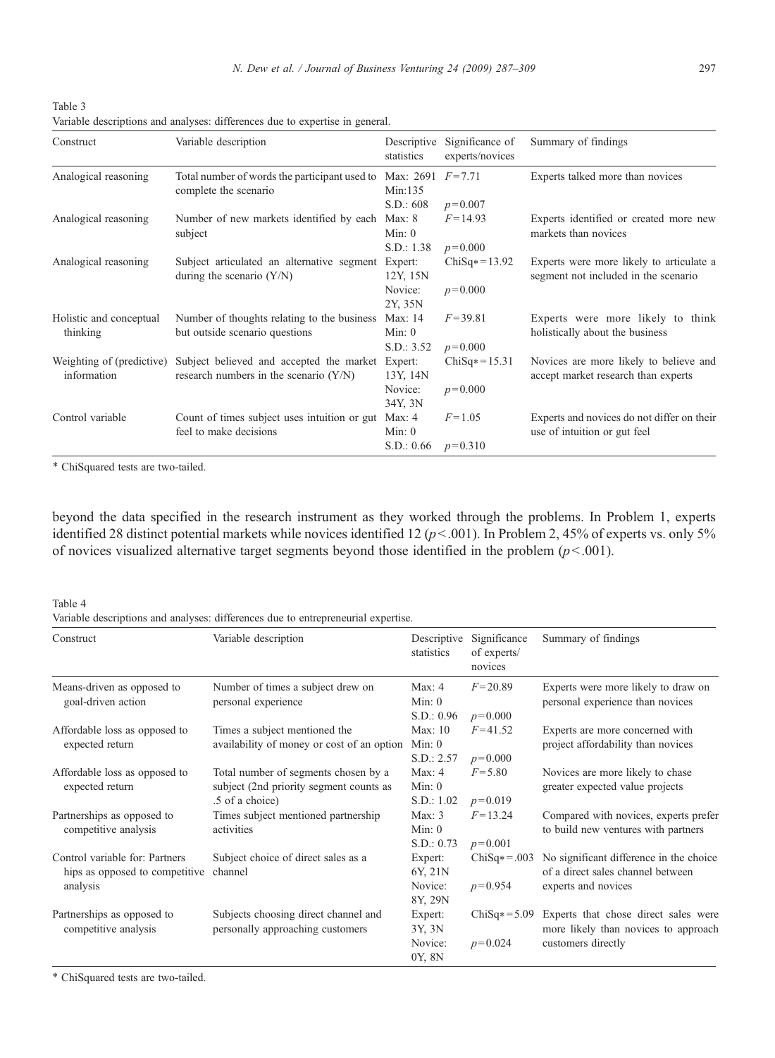Table 3
Variable descriptions and analyses: differences due to expertise in general.

| Construct | Variable description | Descriptive statistics | Significance of experts/novices | Summary of findings |
|---|---|---|---|---|
| Analogical reasoning | Total number of words the participant used to complete the scenario | Max: 2691<br>Min:135<br>S.D.: 608 | $F=7.71$<br>$p=0.007$ | Experts talked more than novices |
| Analogical reasoning | Number of new markets identified by each subject | Max: 8<br>Min: 0<br>S.D.: 1.38 | $F=14.93$<br>$p=0.000$ | Experts identified or created more new markets than novices |
| Analogical reasoning | Subject articulated an alternative segment during the scenario (Y/N) | Expert: 12Y, 15N<br>Novice: 2Y, 35N | ChiSq* = 13.92<br>$p=0.000$ | Experts were more likely to articulate a segment not included in the scenario |
| Holistic and conceptual thinking | Number of thoughts relating to the business but outside scenario questions | Max: 14<br>Min: 0<br>S.D.: 3.52 | $F=39.81$<br>$p=0.000$ | Experts were more likely to think holistically about the business |
| Weighting of (predictive) information | Subject believed and accepted the market research numbers in the scenario (Y/N) | Expert: 13Y, 14N<br>Novice: 34Y, 3N | ChiSq* = 15.31<br>$p=0.000$ | Novices are more likely to believe and accept market research than experts |
| Control variable | Count of times subject uses intuition or gut feel to make decisions | Max: 4<br>Min: 0<br>S.D.: 0.66 | $F=1.05$<br>$p=0.310$ | Experts and novices do not differ on their use of intuition or gut feel |

* ChiSquared tests are two-tailed.

beyond the data specified in the research instrument as they worked through the problems. In Problem 1, experts identified 28 distinct potential markets while novices identified 12 ($p<.001$). In Problem 2, 45% of experts vs. only 5% of novices visualized alternative target segments beyond those identified in the problem ($p<.001$).

Table 4
Variable descriptions and analyses: differences due to entrepreneurial expertise.

| Construct | Variable description | Descriptive statistics | Significance of experts/ novices | Summary of findings |
|---|---|---|---|---|
| Means-driven as opposed to goal-driven action | Number of times a subject drew on personal experience | Max: 4<br>Min: 0<br>S.D.: 0.96 | $F=20.89$<br>$p=0.000$ | Experts were more likely to draw on personal experience than novices |
| Affordable loss as opposed to expected return | Times a subject mentioned the availability of money or cost of an option | Max: 10<br>Min: 0<br>S.D.: 2.57 | $F=41.52$<br>$p=0.000$ | Experts are more concerned with project affordability than novices |
| Affordable loss as opposed to expected return | Total number of segments chosen by a subject (2nd priority segment counts as .5 of a choice) | Max: 4<br>Min: 0<br>S.D.: 1.02 | $F=5.80$<br>$p=0.019$ | Novices are more likely to chase greater expected value projects |
| Partnerships as opposed to competitive analysis | Times subject mentioned partnership activities | Max: 3<br>Min: 0<br>S.D.: 0.73 | $F=13.24$<br>$p=0.001$ | Compared with novices, experts prefer to build new ventures with partners |
| Control variable for: Partnerships as opposed to competitive analysis | Subject choice of direct sales as a channel | Expert: 6Y, 21N<br>Novice: 8Y, 29N | ChiSq* = .003<br>$p=0.954$ | No significant difference in the choice of a direct sales channel between experts and novices |
| Partnerships as opposed to competitive analysis | Subjects choosing direct channel and personally approaching customers | Expert: 3Y, 3N<br>Novice: 0Y, 8N | ChiSq* = 5.09<br>$p=0.024$ | Experts that chose direct sales were more likely than novices to approach customers directly |

* ChiSquared tests are two-tailed.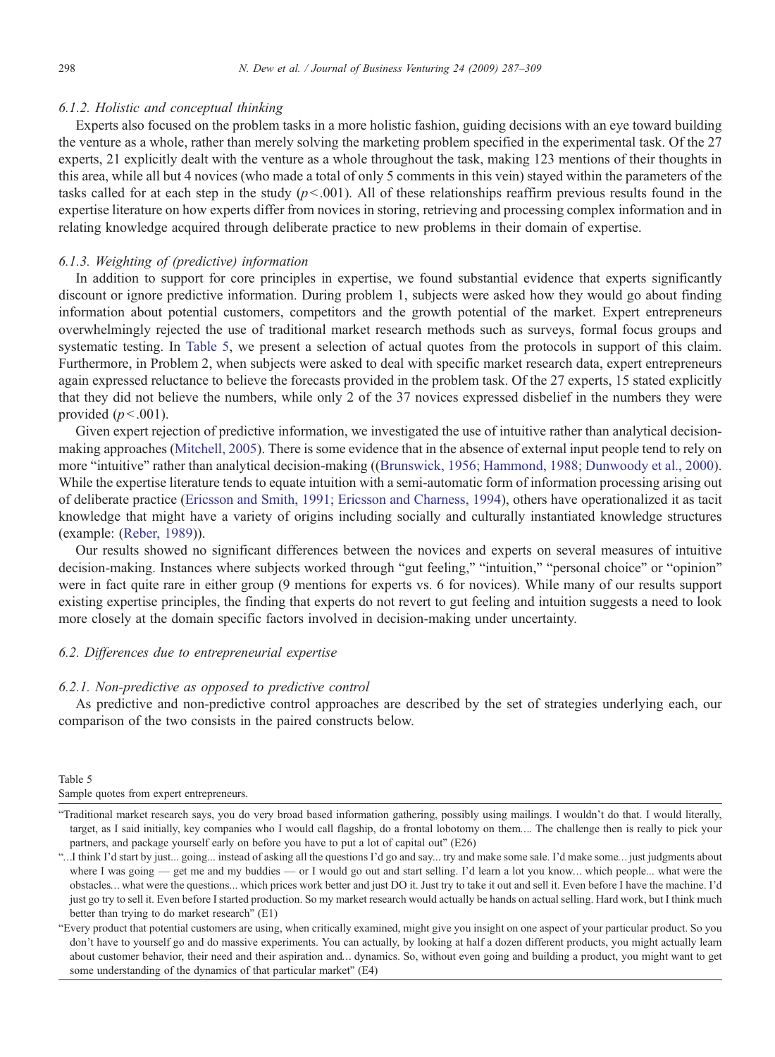#### 6.1.2. Holistic and conceptual thinking

Experts also focused on the problem tasks in a more holistic fashion, guiding decisions with an eye toward building the venture as a whole, rather than merely solving the marketing problem specified in the experimental task. Of the 27 experts, 21 explicitly dealt with the venture as a whole throughout the task, making 123 mentions of their thoughts in this area, while all but 4 novices (who made a total of only 5 comments in this vein) stayed within the parameters of the tasks called for at each step in the study ($p < .001$). All of these relationships reaffirm previous results found in the expertise literature on how experts differ from novices in storing, retrieving and processing complex information and in relating knowledge acquired through deliberate practice to new problems in their domain of expertise.

#### 6.1.3. Weighting of (predictive) information

In addition to support for core principles in expertise, we found substantial evidence that experts significantly discount or ignore predictive information. During problem 1, subjects were asked how they would go about finding information about potential customers, competitors and the growth potential of the market. Expert entrepreneurs overwhelmingly rejected the use of traditional market research methods such as surveys, formal focus groups and systematic testing. In Table 5, we present a selection of actual quotes from the protocols in support of this claim. Furthermore, in Problem 2, when subjects were asked to deal with specific market research data, expert entrepreneurs again expressed reluctance to believe the forecasts provided in the problem task. Of the 27 experts, 15 stated explicitly that they did not believe the numbers, while only 2 of the 37 novices expressed disbelief in the numbers they were provided ($p < .001$).

Given expert rejection of predictive information, we investigated the use of intuitive rather than analytical decision-making approaches (Mitchell, 2005). There is some evidence that in the absence of external input people tend to rely on more "intuitive" rather than analytical decision-making ((Brunswick, 1956; Hammond, 1988; Dunwoody et al., 2000). While the expertise literature tends to equate intuition with a semi-automatic form of information processing arising out of deliberate practice (Ericsson and Smith, 1991; Ericsson and Charness, 1994), others have operationalized it as tacit knowledge that might have a variety of origins including socially and culturally instantiated knowledge structures (example: (Reber, 1989)).

Our results showed no significant differences between the novices and experts on several measures of intuitive decision-making. Instances where subjects worked through "gut feeling," "intuition," "personal choice" or "opinion" were in fact quite rare in either group (9 mentions for experts vs. 6 for novices). While many of our results support existing expertise principles, the finding that experts do not revert to gut feeling and intuition suggests a need to look more closely at the domain specific factors involved in decision-making under uncertainty.

### 6.2. Differences due to entrepreneurial expertise

#### 6.2.1. Non-predictive as opposed to predictive control

As predictive and non-predictive control approaches are described by the set of strategies underlying each, our comparison of the two consists in the paired constructs below.

Table 5
Sample quotes from expert entrepreneurs.

| |
|---|
| "Traditional market research says, you do very broad based information gathering, possibly using mailings. I wouldn't do that. I would literally, target, as I said initially, key companies who I would call flagship, do a frontal lobotomy on them…. The challenge then is really to pick your partners, and package yourself early on before you have to put a lot of capital out" (E26) |
| "…I think I'd start by just... going... instead of asking all the questions I'd go and say... try and make some sale. I'd make some… just judgments about where I was going — get me and my buddies — or I would go out and start selling. I'd learn a lot you know… which people... what were the obstacles… what were the questions... which prices work better and just DO it. Just try to take it out and sell it. Even before I have the machine. I'd just go try to sell it. Even before I started production. So my market research would actually be hands on actual selling. Hard work, but I think much better than trying to do market research" (E1) |
| "Every product that potential customers are using, when critically examined, might give you insight on one aspect of your particular product. So you don't have to yourself go and do massive experiments. You can actually, by looking at half a dozen different products, you might actually learn about customer behavior, their need and their aspiration and… dynamics. So, without even going and building a product, you might want to get some understanding of the dynamics of that particular market" (E4) |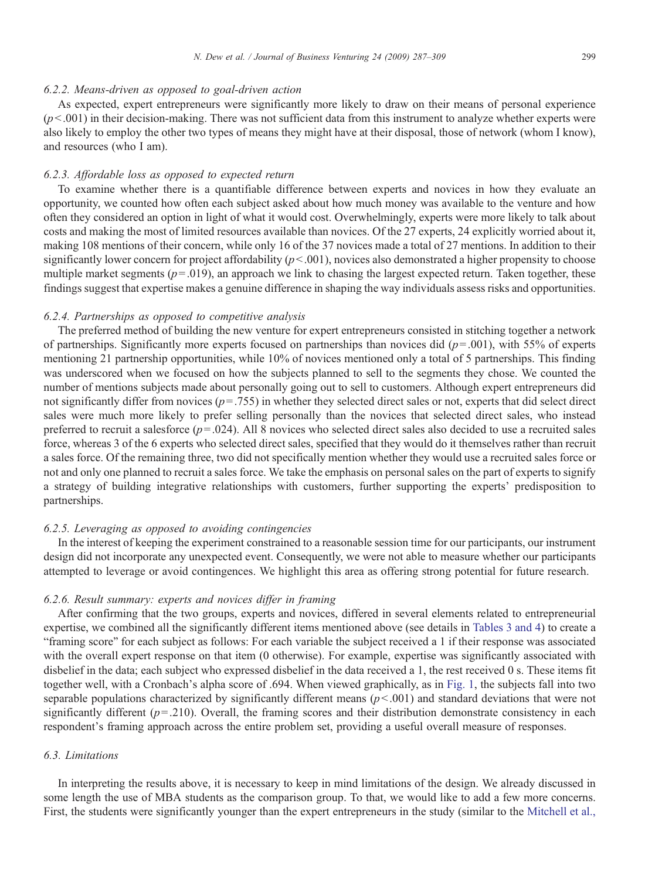#### 6.2.2. Means-driven as opposed to goal-driven action

As expected, expert entrepreneurs were significantly more likely to draw on their means of personal experience ($p<.001$) in their decision-making. There was not sufficient data from this instrument to analyze whether experts were also likely to employ the other two types of means they might have at their disposal, those of network (whom I know), and resources (who I am).

#### 6.2.3. Affordable loss as opposed to expected return

To examine whether there is a quantifiable difference between experts and novices in how they evaluate an opportunity, we counted how often each subject asked about how much money was available to the venture and how often they considered an option in light of what it would cost. Overwhelmingly, experts were more likely to talk about costs and making the most of limited resources available than novices. Of the 27 experts, 24 explicitly worried about it, making 108 mentions of their concern, while only 16 of the 37 novices made a total of 27 mentions. In addition to their significantly lower concern for project affordability ($p<.001$), novices also demonstrated a higher propensity to choose multiple market segments ($p=.019$), an approach we link to chasing the largest expected return. Taken together, these findings suggest that expertise makes a genuine difference in shaping the way individuals assess risks and opportunities.

#### 6.2.4. Partnerships as opposed to competitive analysis

The preferred method of building the new venture for expert entrepreneurs consisted in stitching together a network of partnerships. Significantly more experts focused on partnerships than novices did ($p=.001$), with 55% of experts mentioning 21 partnership opportunities, while 10% of novices mentioned only a total of 5 partnerships. This finding was underscored when we focused on how the subjects planned to sell to the segments they chose. We counted the number of mentions subjects made about personally going out to sell to customers. Although expert entrepreneurs did not significantly differ from novices ($p=.755$) in whether they selected direct sales or not, experts that did select direct sales were much more likely to prefer selling personally than the novices that selected direct sales, who instead preferred to recruit a salesforce ($p=.024$). All 8 novices who selected direct sales also decided to use a recruited sales force, whereas 3 of the 6 experts who selected direct sales, specified that they would do it themselves rather than recruit a sales force. Of the remaining three, two did not specifically mention whether they would use a recruited sales force or not and only one planned to recruit a sales force. We take the emphasis on personal sales on the part of experts to signify a strategy of building integrative relationships with customers, further supporting the experts' predisposition to partnerships.

#### 6.2.5. Leveraging as opposed to avoiding contingencies

In the interest of keeping the experiment constrained to a reasonable session time for our participants, our instrument design did not incorporate any unexpected event. Consequently, we were not able to measure whether our participants attempted to leverage or avoid contingences. We highlight this area as offering strong potential for future research.

#### 6.2.6. Result summary: experts and novices differ in framing

After confirming that the two groups, experts and novices, differed in several elements related to entrepreneurial expertise, we combined all the significantly different items mentioned above (see details in Tables 3 and 4) to create a "framing score" for each subject as follows: For each variable the subject received a 1 if their response was associated with the overall expert response on that item (0 otherwise). For example, expertise was significantly associated with disbelief in the data; each subject who expressed disbelief in the data received a 1, the rest received 0 s. These items fit together well, with a Cronbach's alpha score of .694. When viewed graphically, as in Fig. 1, the subjects fall into two separable populations characterized by significantly different means ($p<.001$) and standard deviations that were not significantly different ($p=.210$). Overall, the framing scores and their distribution demonstrate consistency in each respondent's framing approach across the entire problem set, providing a useful overall measure of responses.

### 6.3. Limitations

In interpreting the results above, it is necessary to keep in mind limitations of the design. We already discussed in some length the use of MBA students as the comparison group. To that, we would like to add a few more concerns. First, the students were significantly younger than the expert entrepreneurs in the study (similar to the Mitchell et al.,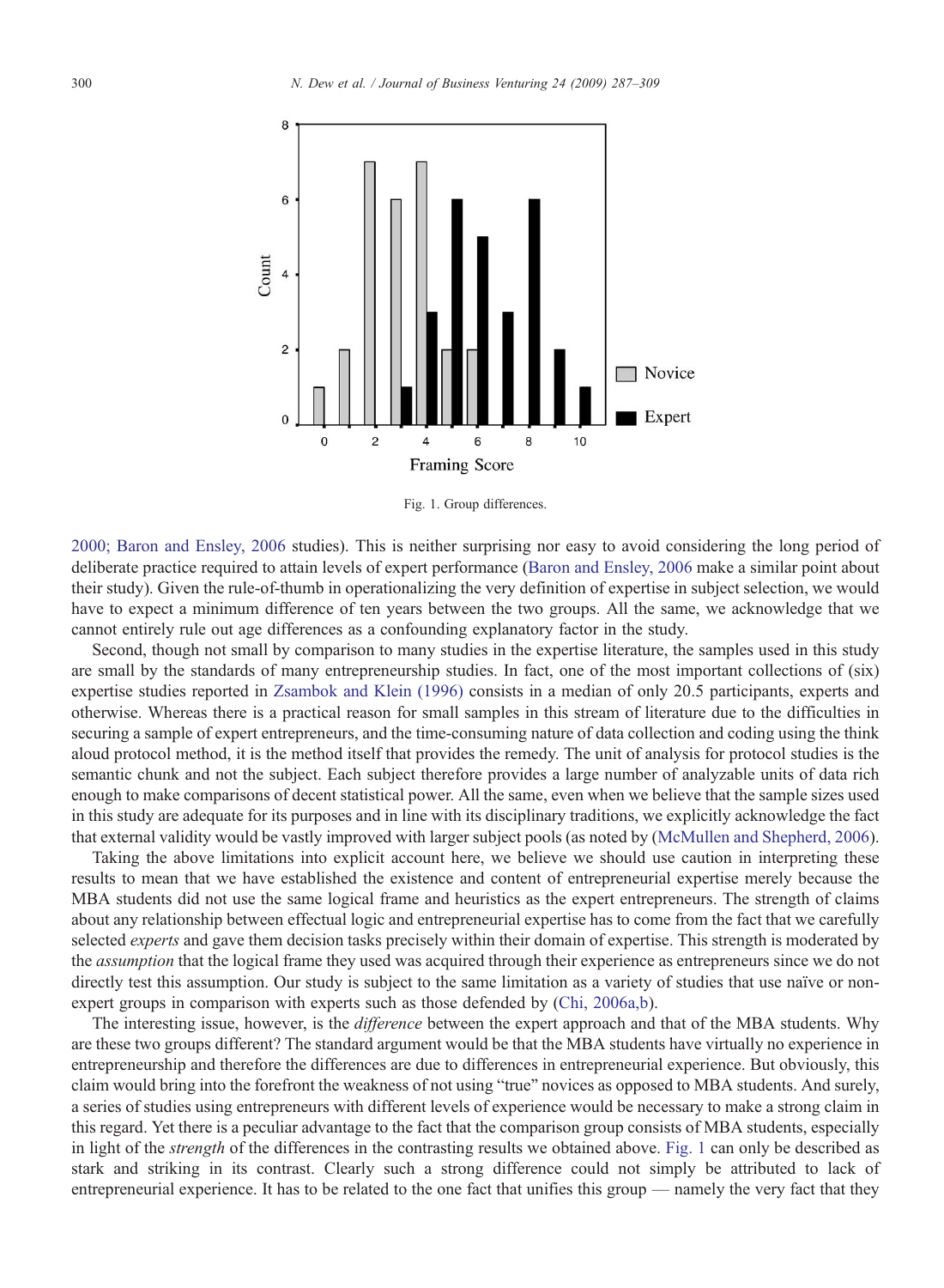Fig. 1. Group differences.

2000; Baron and Ensley, 2006 studies). This is neither surprising nor easy to avoid considering the long period of deliberate practice required to attain levels of expert performance (Baron and Ensley, 2006 make a similar point about their study). Given the rule-of-thumb in operationalizing the very definition of expertise in subject selection, we would have to expect a minimum difference of ten years between the two groups. All the same, we acknowledge that we cannot entirely rule out age differences as a confounding explanatory factor in the study.

Second, though not small by comparison to many studies in the expertise literature, the samples used in this study are small by the standards of many entrepreneurship studies. In fact, one of the most important collections of (six) expertise studies reported in Zsambok and Klein (1996) consists in a median of only 20.5 participants, experts and otherwise. Whereas there is a practical reason for small samples in this stream of literature due to the difficulties in securing a sample of expert entrepreneurs, and the time-consuming nature of data collection and coding using the think aloud protocol method, it is the method itself that provides the remedy. The unit of analysis for protocol studies is the semantic chunk and not the subject. Each subject therefore provides a large number of analyzable units of data rich enough to make comparisons of decent statistical power. All the same, even when we believe that the sample sizes used in this study are adequate for its purposes and in line with its disciplinary traditions, we explicitly acknowledge the fact that external validity would be vastly improved with larger subject pools (as noted by (McMullen and Shepherd, 2006).

Taking the above limitations into explicit account here, we believe we should use caution in interpreting these results to mean that we have established the existence and content of entrepreneurial expertise merely because the MBA students did not use the same logical frame and heuristics as the expert entrepreneurs. The strength of claims about any relationship between effectual logic and entrepreneurial expertise has to come from the fact that we carefully selected *experts* and gave them decision tasks precisely within their domain of expertise. This strength is moderated by the *assumption* that the logical frame they used was acquired through their experience as entrepreneurs since we do not directly test this assumption. Our study is subject to the same limitation as a variety of studies that use naïve or non-expert groups in comparison with experts such as those defended by (Chi, 2006a,b).

The interesting issue, however, is the *difference* between the expert approach and that of the MBA students. Why are these two groups different? The standard argument would be that the MBA students have virtually no experience in entrepreneurship and therefore the differences are due to differences in entrepreneurial experience. But obviously, this claim would bring into the forefront the weakness of not using "true" novices as opposed to MBA students. And surely, a series of studies using entrepreneurs with different levels of experience would be necessary to make a strong claim in this regard. Yet there is a peculiar advantage to the fact that the comparison group consists of MBA students, especially in light of the *strength* of the differences in the contrasting results we obtained above. Fig. 1 can only be described as stark and striking in its contrast. Clearly such a strong difference could not simply be attributed to lack of entrepreneurial experience. It has to be related to the one fact that unifies this group — namely the very fact that they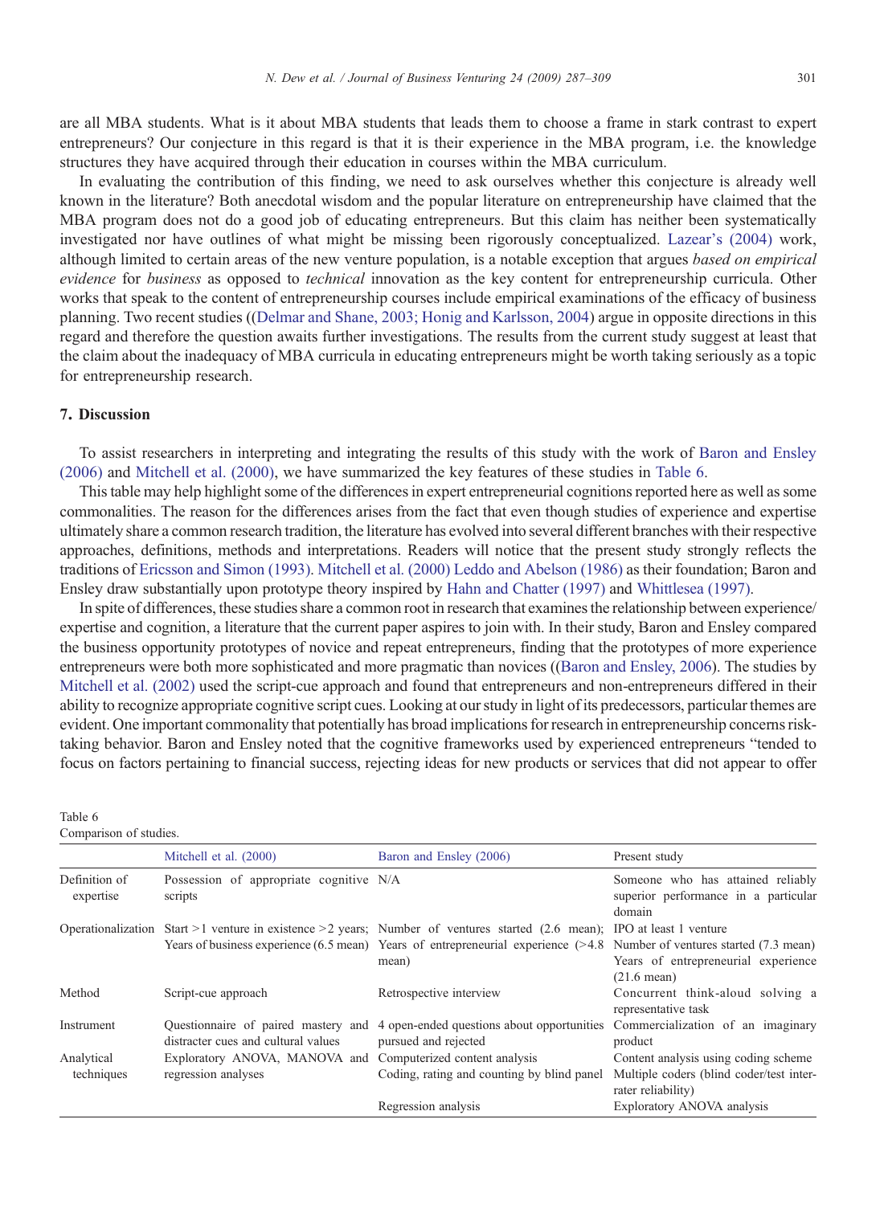are all MBA students. What is it about MBA students that leads them to choose a frame in stark contrast to expert entrepreneurs? Our conjecture in this regard is that it is their experience in the MBA program, i.e. the knowledge structures they have acquired through their education in courses within the MBA curriculum.

In evaluating the contribution of this finding, we need to ask ourselves whether this conjecture is already well known in the literature? Both anecdotal wisdom and the popular literature on entrepreneurship have claimed that the MBA program does not do a good job of educating entrepreneurs. But this claim has neither been systematically investigated nor have outlines of what might be missing been rigorously conceptualized. Lazear's (2004) work, although limited to certain areas of the new venture population, is a notable exception that argues *based on empirical evidence* for *business* as opposed to *technical* innovation as the key content for entrepreneurship curricula. Other works that speak to the content of entrepreneurship courses include empirical examinations of the efficacy of business planning. Two recent studies ((Delmar and Shane, 2003; Honig and Karlsson, 2004) argue in opposite directions in this regard and therefore the question awaits further investigations. The results from the current study suggest at least that the claim about the inadequacy of MBA curricula in educating entrepreneurs might be worth taking seriously as a topic for entrepreneurship research.

## 7. Discussion

To assist researchers in interpreting and integrating the results of this study with the work of Baron and Ensley (2006) and Mitchell et al. (2000), we have summarized the key features of these studies in Table 6.

This table may help highlight some of the differences in expert entrepreneurial cognitions reported here as well as some commonalities. The reason for the differences arises from the fact that even though studies of experience and expertise ultimately share a common research tradition, the literature has evolved into several different branches with their respective approaches, definitions, methods and interpretations. Readers will notice that the present study strongly reflects the traditions of Ericsson and Simon (1993). Mitchell et al. (2000) Leddo and Abelson (1986) as their foundation; Baron and Ensley draw substantially upon prototype theory inspired by Hahn and Chatter (1997) and Whittlesea (1997).

In spite of differences, these studies share a common root in research that examines the relationship between experience/ expertise and cognition, a literature that the current paper aspires to join with. In their study, Baron and Ensley compared the business opportunity prototypes of novice and repeat entrepreneurs, finding that the prototypes of more experience entrepreneurs were both more sophisticated and more pragmatic than novices ((Baron and Ensley, 2006). The studies by Mitchell et al. (2002) used the script-cue approach and found that entrepreneurs and non-entrepreneurs differed in their ability to recognize appropriate cognitive script cues. Looking at our study in light of its predecessors, particular themes are evident. One important commonality that potentially has broad implications for research in entrepreneurship concerns risk-taking behavior. Baron and Ensley noted that the cognitive frameworks used by experienced entrepreneurs "tended to focus on factors pertaining to financial success, rejecting ideas for new products or services that did not appear to offer

Table 6
Comparison of studies.

| | Mitchell et al. (2000) | Baron and Ensley (2006) | Present study |
|---|---|---|---|
| Definition of expertise | Possession of appropriate cognitive scripts | N/A | Someone who has attained reliably superior performance in a particular domain |
| Operationalization | Start >1 venture in existence >2 years; Years of business experience (6.5 mean) | Number of ventures started (2.6 mean); Years of entrepreneurial experience (>4.8 mean) | IPO at least 1 venture; Number of ventures started (7.3 mean); Years of entrepreneurial experience (21.6 mean) |
| Method | Script-cue approach | Retrospective interview | Concurrent think-aloud solving a representative task |
| Instrument | Questionnaire of paired mastery and distracter cues and cultural values | 4 open-ended questions about opportunities pursued and rejected | Commercialization of an imaginary product |
| Analytical techniques | Exploratory ANOVA, MANOVA and regression analyses | Computerized content analysis; Coding, rating and counting by blind panel; Regression analysis | Content analysis using coding scheme; Multiple coders (blind coder/test inter-rater reliability); Exploratory ANOVA analysis |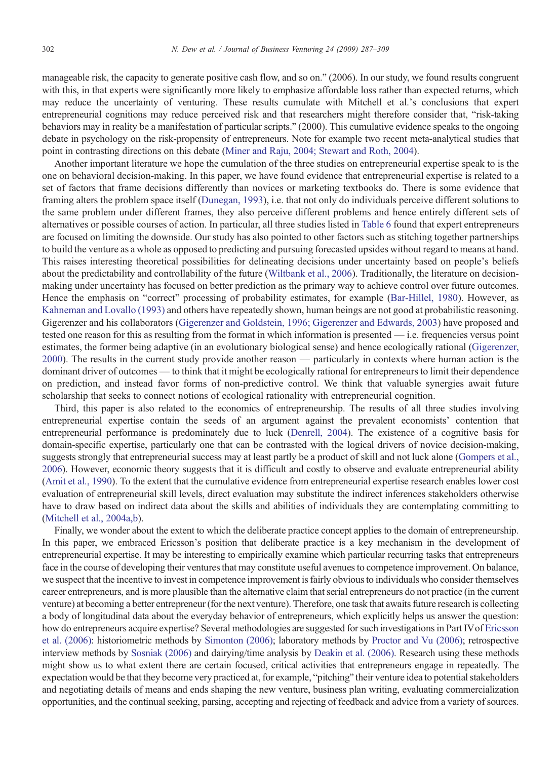manageable risk, the capacity to generate positive cash flow, and so on." (2006). In our study, we found results congruent with this, in that experts were significantly more likely to emphasize affordable loss rather than expected returns, which may reduce the uncertainty of venturing. These results cumulate with Mitchell et al.'s conclusions that expert entrepreneurial cognitions may reduce perceived risk and that researchers might therefore consider that, "risk-taking behaviors may in reality be a manifestation of particular scripts." (2000). This cumulative evidence speaks to the ongoing debate in psychology on the risk-propensity of entrepreneurs. Note for example two recent meta-analytical studies that point in contrasting directions on this debate (Miner and Raju, 2004; Stewart and Roth, 2004).

Another important literature we hope the cumulation of the three studies on entrepreneurial expertise speak to is the one on behavioral decision-making. In this paper, we have found evidence that entrepreneurial expertise is related to a set of factors that frame decisions differently than novices or marketing textbooks do. There is some evidence that framing alters the problem space itself (Dunegan, 1993), i.e. that not only do individuals perceive different solutions to the same problem under different frames, they also perceive different problems and hence entirely different sets of alternatives or possible courses of action. In particular, all three studies listed in Table 6 found that expert entrepreneurs are focused on limiting the downside. Our study has also pointed to other factors such as stitching together partnerships to build the venture as a whole as opposed to predicting and pursuing forecasted upsides without regard to means at hand. This raises interesting theoretical possibilities for delineating decisions under uncertainty based on people's beliefs about the predictability and controllability of the future (Wiltbank et al., 2006). Traditionally, the literature on decision-making under uncertainty has focused on better prediction as the primary way to achieve control over future outcomes. Hence the emphasis on "correct" processing of probability estimates, for example (Bar-Hillel, 1980). However, as Kahneman and Lovallo (1993) and others have repeatedly shown, human beings are not good at probabilistic reasoning. Gigerenzer and his collaborators (Gigerenzer and Goldstein, 1996; Gigerenzer and Edwards, 2003) have proposed and tested one reason for this as resulting from the format in which information is presented — i.e. frequencies versus point estimates, the former being adaptive (in an evolutionary biological sense) and hence ecologically rational (Gigerenzer, 2000). The results in the current study provide another reason — particularly in contexts where human action is the dominant driver of outcomes — to think that it might be ecologically rational for entrepreneurs to limit their dependence on prediction, and instead favor forms of non-predictive control. We think that valuable synergies await future scholarship that seeks to connect notions of ecological rationality with entrepreneurial cognition.

Third, this paper is also related to the economics of entrepreneurship. The results of all three studies involving entrepreneurial expertise contain the seeds of an argument against the prevalent economists' contention that entrepreneurial performance is predominately due to luck (Denrell, 2004). The existence of a cognitive basis for domain-specific expertise, particularly one that can be contrasted with the logical drivers of novice decision-making, suggests strongly that entrepreneurial success may at least partly be a product of skill and not luck alone (Gompers et al., 2006). However, economic theory suggests that it is difficult and costly to observe and evaluate entrepreneurial ability (Amit et al., 1990). To the extent that the cumulative evidence from entrepreneurial expertise research enables lower cost evaluation of entrepreneurial skill levels, direct evaluation may substitute the indirect inferences stakeholders otherwise have to draw based on indirect data about the skills and abilities of individuals they are contemplating committing to (Mitchell et al., 2004a,b).

Finally, we wonder about the extent to which the deliberate practice concept applies to the domain of entrepreneurship. In this paper, we embraced Ericsson's position that deliberate practice is a key mechanism in the development of entrepreneurial expertise. It may be interesting to empirically examine which particular recurring tasks that entrepreneurs face in the course of developing their ventures that may constitute useful avenues to competence improvement. On balance, we suspect that the incentive to invest in competence improvement is fairly obvious to individuals who consider themselves career entrepreneurs, and is more plausible than the alternative claim that serial entrepreneurs do not practice (in the current venture) at becoming a better entrepreneur (for the next venture). Therefore, one task that awaits future research is collecting a body of longitudinal data about the everyday behavior of entrepreneurs, which explicitly helps us answer the question: how do entrepreneurs acquire expertise? Several methodologies are suggested for such investigations in Part IV of Ericsson et al. (2006): historiometric methods by Simonton (2006); laboratory methods by Proctor and Vu (2006); retrospective interview methods by Sosniak (2006) and dairying/time analysis by Deakin et al. (2006). Research using these methods might show us to what extent there are certain focused, critical activities that entrepreneurs engage in repeatedly. The expectation would be that they become very practiced at, for example, "pitching" their venture idea to potential stakeholders and negotiating details of means and ends shaping the new venture, business plan writing, evaluating commercialization opportunities, and the continual seeking, parsing, accepting and rejecting of feedback and advice from a variety of sources.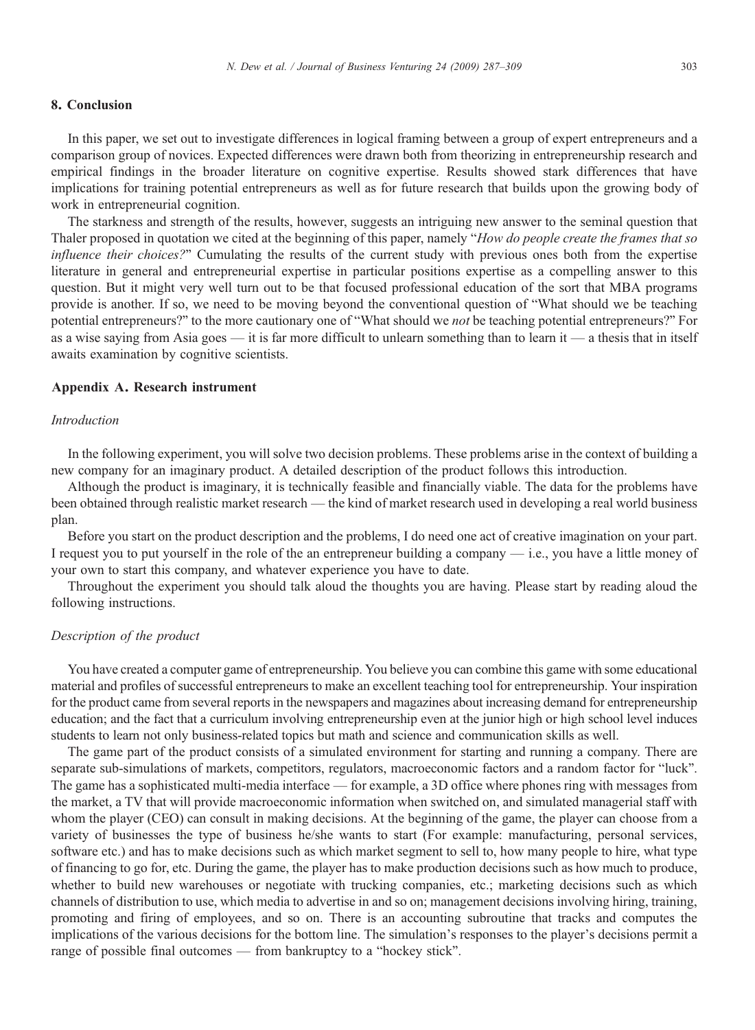## 8. Conclusion

In this paper, we set out to investigate differences in logical framing between a group of expert entrepreneurs and a comparison group of novices. Expected differences were drawn both from theorizing in entrepreneurship research and empirical findings in the broader literature on cognitive expertise. Results showed stark differences that have implications for training potential entrepreneurs as well as for future research that builds upon the growing body of work in entrepreneurial cognition.

The starkness and strength of the results, however, suggests an intriguing new answer to the seminal question that Thaler proposed in quotation we cited at the beginning of this paper, namely "*How do people create the frames that so influence their choices?*" Cumulating the results of the current study with previous ones both from the expertise literature in general and entrepreneurial expertise in particular positions expertise as a compelling answer to this question. But it might very well turn out to be that focused professional education of the sort that MBA programs provide is another. If so, we need to be moving beyond the conventional question of "What should we be teaching potential entrepreneurs?" to the more cautionary one of "What should we *not* be teaching potential entrepreneurs?" For as a wise saying from Asia goes — it is far more difficult to unlearn something than to learn it — a thesis that in itself awaits examination by cognitive scientists.

## Appendix A. Research instrument

### *Introduction*

In the following experiment, you will solve two decision problems. These problems arise in the context of building a new company for an imaginary product. A detailed description of the product follows this introduction.

Although the product is imaginary, it is technically feasible and financially viable. The data for the problems have been obtained through realistic market research — the kind of market research used in developing a real world business plan.

Before you start on the product description and the problems, I do need one act of creative imagination on your part. I request you to put yourself in the role of the an entrepreneur building a company — i.e., you have a little money of your own to start this company, and whatever experience you have to date.

Throughout the experiment you should talk aloud the thoughts you are having. Please start by reading aloud the following instructions.

### *Description of the product*

You have created a computer game of entrepreneurship. You believe you can combine this game with some educational material and profiles of successful entrepreneurs to make an excellent teaching tool for entrepreneurship. Your inspiration for the product came from several reports in the newspapers and magazines about increasing demand for entrepreneurship education; and the fact that a curriculum involving entrepreneurship even at the junior high or high school level induces students to learn not only business-related topics but math and science and communication skills as well.

The game part of the product consists of a simulated environment for starting and running a company. There are separate sub-simulations of markets, competitors, regulators, macroeconomic factors and a random factor for "luck". The game has a sophisticated multi-media interface — for example, a 3D office where phones ring with messages from the market, a TV that will provide macroeconomic information when switched on, and simulated managerial staff with whom the player (CEO) can consult in making decisions. At the beginning of the game, the player can choose from a variety of businesses the type of business he/she wants to start (For example: manufacturing, personal services, software etc.) and has to make decisions such as which market segment to sell to, how many people to hire, what type of financing to go for, etc. During the game, the player has to make production decisions such as how much to produce, whether to build new warehouses or negotiate with trucking companies, etc.; marketing decisions such as which channels of distribution to use, which media to advertise in and so on; management decisions involving hiring, training, promoting and firing of employees, and so on. There is an accounting subroutine that tracks and computes the implications of the various decisions for the bottom line. The simulation's responses to the player's decisions permit a range of possible final outcomes — from bankruptcy to a "hockey stick".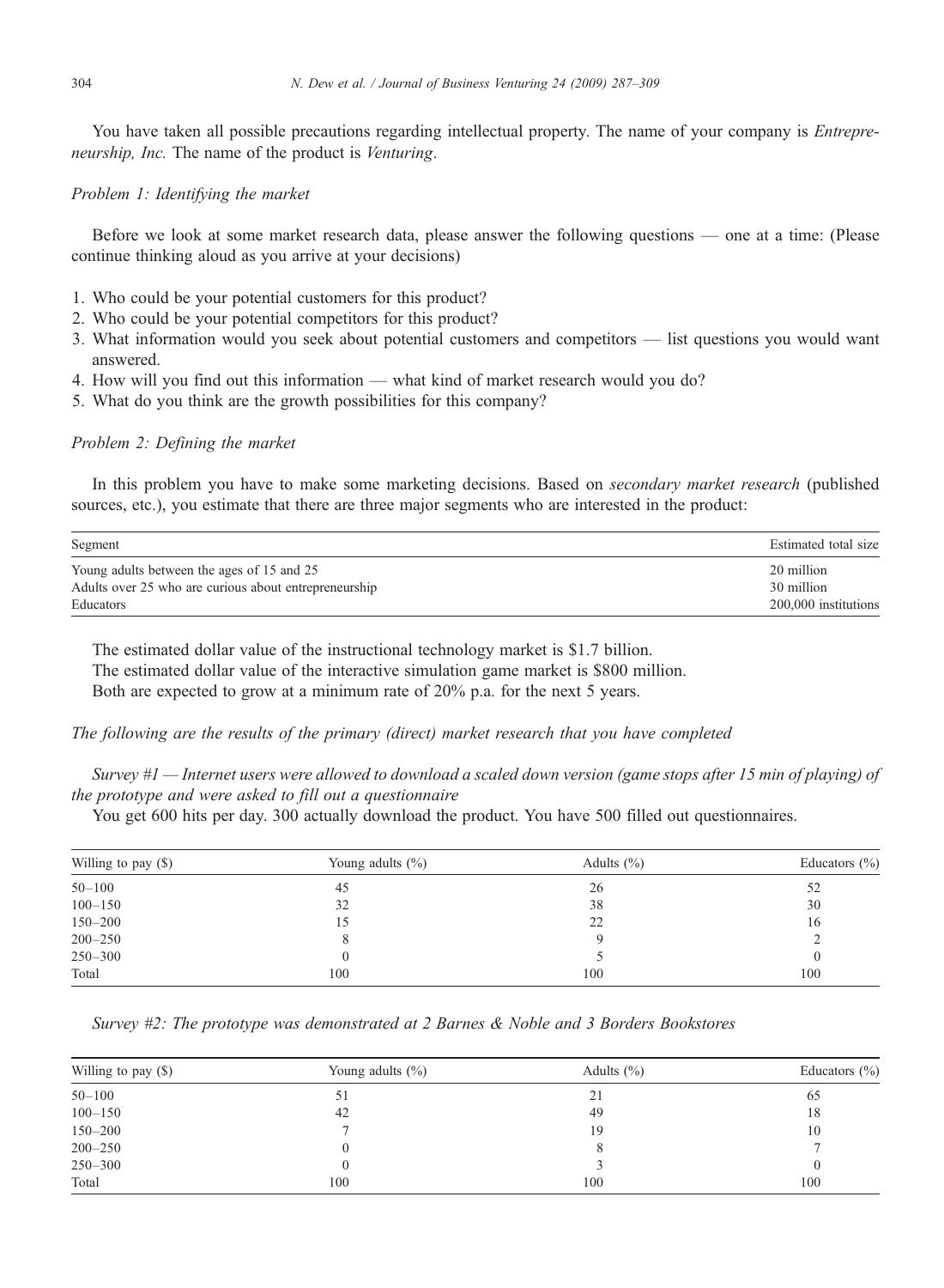You have taken all possible precautions regarding intellectual property. The name of your company is *Entrepreneurship, Inc.* The name of the product is *Venturing*.

*Problem 1: Identifying the market*

Before we look at some market research data, please answer the following questions — one at a time: (Please continue thinking aloud as you arrive at your decisions)

1. Who could be your potential customers for this product?
2. Who could be your potential competitors for this product?
3. What information would you seek about potential customers and competitors — list questions you would want answered.
4. How will you find out this information — what kind of market research would you do?
5. What do you think are the growth possibilities for this company?

*Problem 2: Defining the market*

In this problem you have to make some marketing decisions. Based on *secondary market research* (published sources, etc.), you estimate that there are three major segments who are interested in the product:

| Segment | Estimated total size |
|---|---|
| Young adults between the ages of 15 and 25 | 20 million |
| Adults over 25 who are curious about entrepreneurship | 30 million |
| Educators | 200,000 institutions |

The estimated dollar value of the instructional technology market is $1.7 billion.

The estimated dollar value of the interactive simulation game market is $800 million.

Both are expected to grow at a minimum rate of 20% p.a. for the next 5 years.

*The following are the results of the primary (direct) market research that you have completed*

*Survey #1 — Internet users were allowed to download a scaled down version (game stops after 15 min of playing) of the prototype and were asked to fill out a questionnaire*

You get 600 hits per day. 300 actually download the product. You have 500 filled out questionnaires.

| Willing to pay ($) | Young adults (%) | Adults (%) | Educators (%) |
|---|---|---|---|
| 50–100 | 45 | 26 | 52 |
| 100–150 | 32 | 38 | 30 |
| 150–200 | 15 | 22 | 16 |
| 200–250 | 8 | 9 | 2 |
| 250–300 | 0 | 5 | 0 |
| Total | 100 | 100 | 100 |

*Survey #2: The prototype was demonstrated at 2 Barnes & Noble and 3 Borders Bookstores*

| Willing to pay ($) | Young adults (%) | Adults (%) | Educators (%) |
|---|---|---|---|
| 50–100 | 51 | 21 | 65 |
| 100–150 | 42 | 49 | 18 |
| 150–200 | 7 | 19 | 10 |
| 200–250 | 0 | 8 | 7 |
| 250–300 | 0 | 3 | 0 |
| Total | 100 | 100 | 100 |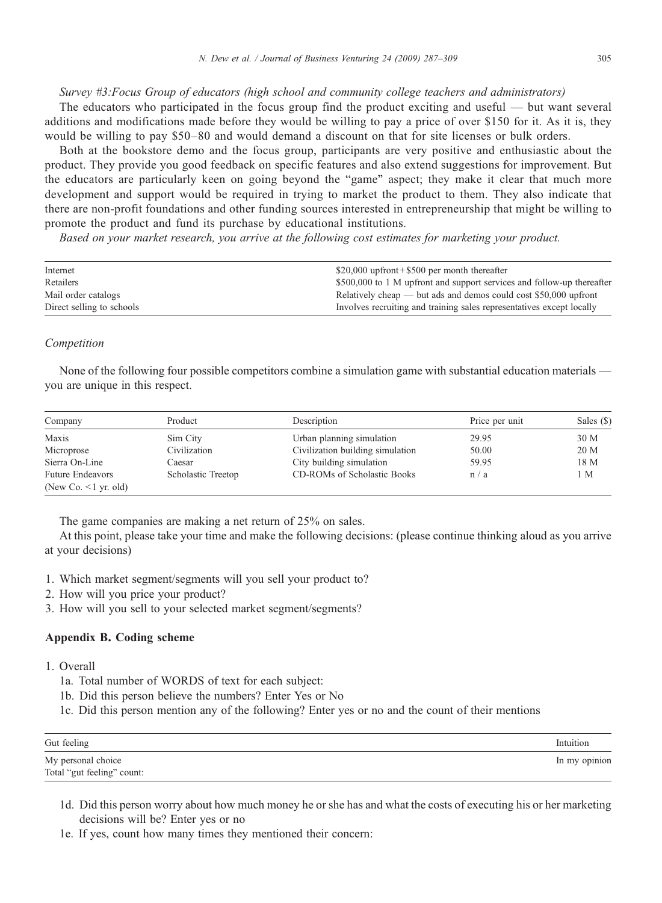*Survey #3:Focus Group of educators (high school and community college teachers and administrators)*

The educators who participated in the focus group find the product exciting and useful — but want several additions and modifications made before they would be willing to pay a price of over $150 for it. As it is, they would be willing to pay $50–80 and would demand a discount on that for site licenses or bulk orders.

Both at the bookstore demo and the focus group, participants are very positive and enthusiastic about the product. They provide you good feedback on specific features and also extend suggestions for improvement. But the educators are particularly keen on going beyond the "game" aspect; they make it clear that much more development and support would be required in trying to market the product to them. They also indicate that there are non-profit foundations and other funding sources interested in entrepreneurship that might be willing to promote the product and fund its purchase by educational institutions.

*Based on your market research, you arrive at the following cost estimates for marketing your product.*

| | |
|---|---|
| Internet | $20,000 upfront + $500 per month thereafter |
| Retailers | $500,000 to 1 M upfront and support services and follow-up thereafter |
| Mail order catalogs | Relatively cheap — but ads and demos could cost $50,000 upfront |
| Direct selling to schools | Involves recruiting and training sales representatives except locally |

### *Competition*

None of the following four possible competitors combine a simulation game with substantial education materials — you are unique in this respect.

| Company | Product | Description | Price per unit | Sales ($) |
|---|---|---|---|---|
| Maxis | Sim City | Urban planning simulation | 29.95 | 30 M |
| Microprose | Civilization | Civilization building simulation | 50.00 | 20 M |
| Sierra On-Line | Caesar | City building simulation | 59.95 | 18 M |
| Future Endeavors (New Co. <1 yr. old) | Scholastic Treetop | CD-ROMs of Scholastic Books | n / a | 1 M |

The game companies are making a net return of 25% on sales.

At this point, please take your time and make the following decisions: (please continue thinking aloud as you arrive at your decisions)

1. Which market segment/segments will you sell your product to?
2. How will you price your product?
3. How will you sell to your selected market segment/segments?

## Appendix B. Coding scheme

1. Overall
   - 1a. Total number of WORDS of text for each subject:
   - 1b. Did this person believe the numbers? Enter Yes or No
   - 1c. Did this person mention any of the following? Enter yes or no and the count of their mentions

| Gut feeling | Intuition |
|---|---|
| My personal choice | In my opinion |
| Total "gut feeling" count: | |

   - 1d. Did this person worry about how much money he or she has and what the costs of executing his or her marketing decisions will be? Enter yes or no
   - 1e. If yes, count how many times they mentioned their concern: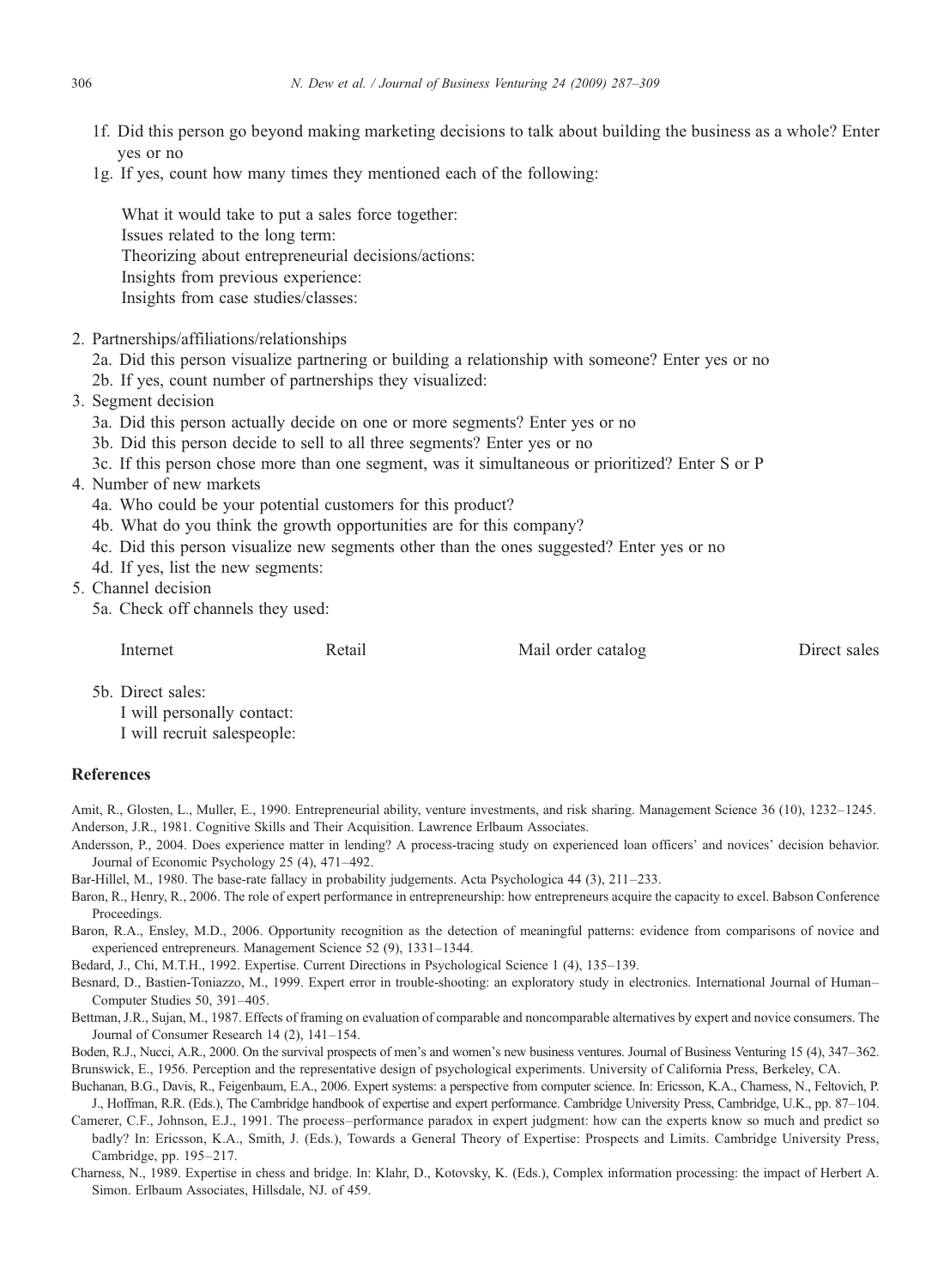1f. Did this person go beyond making marketing decisions to talk about building the business as a whole? Enter yes or no

1g. If yes, count how many times they mentioned each of the following:

What it would take to put a sales force together:
Issues related to the long term:
Theorizing about entrepreneurial decisions/actions:
Insights from previous experience:
Insights from case studies/classes:

2. Partnerships/affiliations/relationships
   2a. Did this person visualize partnering or building a relationship with someone? Enter yes or no
   2b. If yes, count number of partnerships they visualized:
3. Segment decision
   3a. Did this person actually decide on one or more segments? Enter yes or no
   3b. Did this person decide to sell to all three segments? Enter yes or no
   3c. If this person chose more than one segment, was it simultaneous or prioritized? Enter S or P
4. Number of new markets
   4a. Who could be your potential customers for this product?
   4b. What do you think the growth opportunities are for this company?
   4c. Did this person visualize new segments other than the ones suggested? Enter yes or no
   4d. If yes, list the new segments:
5. Channel decision
   5a. Check off channels they used:

Internet    Retail    Mail order catalog    Direct sales

5b. Direct sales:
I will personally contact:
I will recruit salespeople:

## References

Amit, R., Glosten, L., Muller, E., 1990. Entrepreneurial ability, venture investments, and risk sharing. Management Science 36 (10), 1232–1245.

Anderson, J.R., 1981. Cognitive Skills and Their Acquisition. Lawrence Erlbaum Associates.

Andersson, P., 2004. Does experience matter in lending? A process-tracing study on experienced loan officers' and novices' decision behavior. Journal of Economic Psychology 25 (4), 471–492.

Bar-Hillel, M., 1980. The base-rate fallacy in probability judgements. Acta Psychologica 44 (3), 211–233.

Baron, R., Henry, R., 2006. The role of expert performance in entrepreneurship: how entrepreneurs acquire the capacity to excel. Babson Conference Proceedings.

Baron, R.A., Ensley, M.D., 2006. Opportunity recognition as the detection of meaningful patterns: evidence from comparisons of novice and experienced entrepreneurs. Management Science 52 (9), 1331–1344.

Bedard, J., Chi, M.T.H., 1992. Expertise. Current Directions in Psychological Science 1 (4), 135–139.

Besnard, D., Bastien-Toniazzo, M., 1999. Expert error in trouble-shooting: an exploratory study in electronics. International Journal of Human–Computer Studies 50, 391–405.

Bettman, J.R., Sujan, M., 1987. Effects of framing on evaluation of comparable and noncomparable alternatives by expert and novice consumers. The Journal of Consumer Research 14 (2), 141–154.

Boden, R.J., Nucci, A.R., 2000. On the survival prospects of men's and women's new business ventures. Journal of Business Venturing 15 (4), 347–362.

Brunswick, E., 1956. Perception and the representative design of psychological experiments. University of California Press, Berkeley, CA.

Buchanan, B.G., Davis, R., Feigenbaum, E.A., 2006. Expert systems: a perspective from computer science. In: Ericsson, K.A., Charness, N., Feltovich, P. J., Hoffman, R.R. (Eds.), The Cambridge handbook of expertise and expert performance. Cambridge University Press, Cambridge, U.K., pp. 87–104.

Camerer, C.F., Johnson, E.J., 1991. The process–performance paradox in expert judgment: how can the experts know so much and predict so badly? In: Ericsson, K.A., Smith, J. (Eds.), Towards a General Theory of Expertise: Prospects and Limits. Cambridge University Press, Cambridge, pp. 195–217.

Charness, N., 1989. Expertise in chess and bridge. In: Klahr, D., Kotovsky, K. (Eds.), Complex information processing: the impact of Herbert A. Simon. Erlbaum Associates, Hillsdale, NJ. of 459.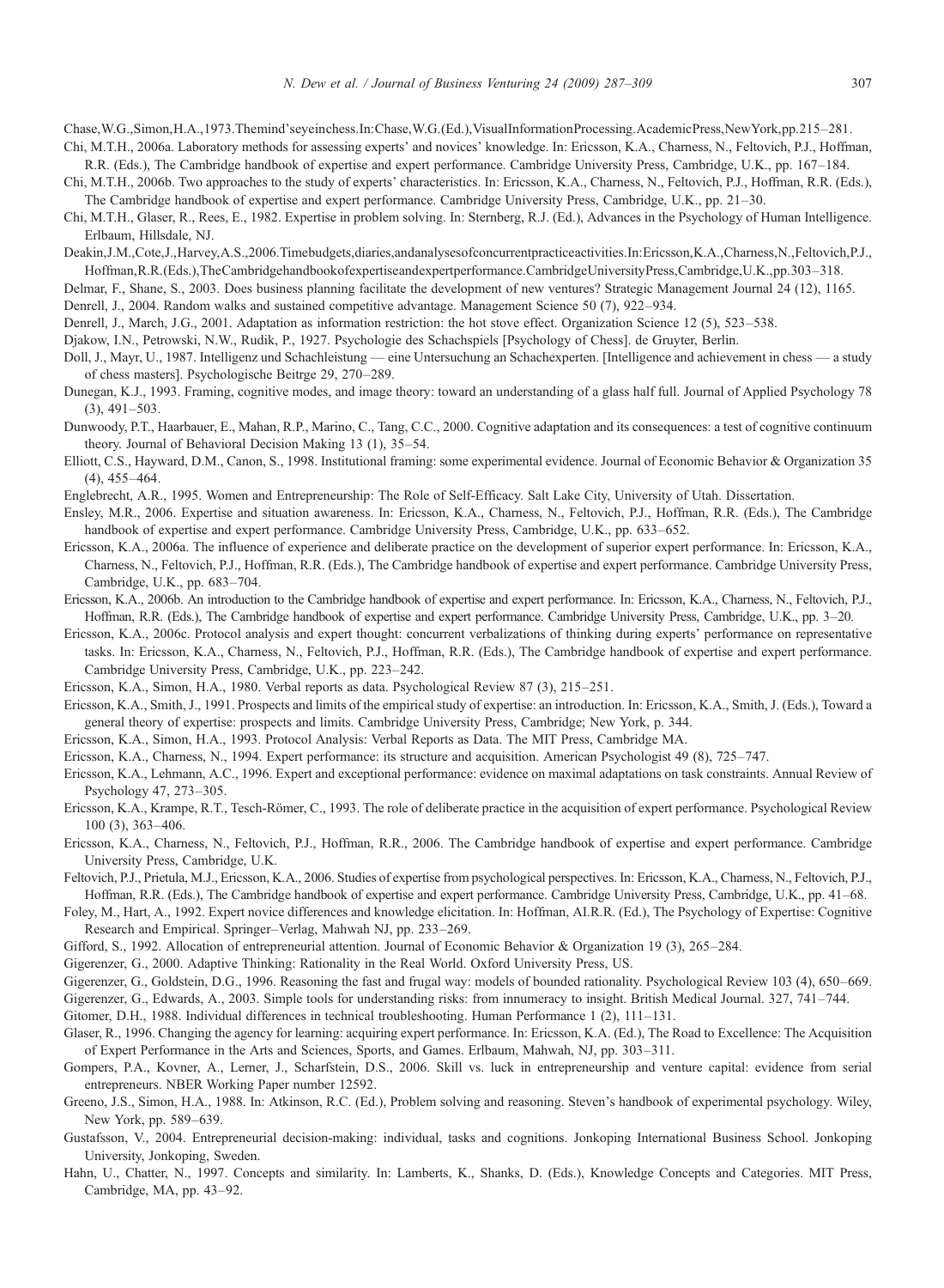Chase,W.G.,Simon,H.A.,1973.Themind'seyeinchess.In:Chase,W.G.(Ed.),VisualInformationProcessing.AcademicPress,NewYork,pp.215–281.

Chi, M.T.H., 2006a. Laboratory methods for assessing experts' and novices' knowledge. In: Ericsson, K.A., Charness, N., Feltovich, P.J., Hoffman, R.R. (Eds.), The Cambridge handbook of expertise and expert performance. Cambridge University Press, Cambridge, U.K., pp. 167–184.

Chi, M.T.H., 2006b. Two approaches to the study of experts' characteristics. In: Ericsson, K.A., Charness, N., Feltovich, P.J., Hoffman, R.R. (Eds.), The Cambridge handbook of expertise and expert performance. Cambridge University Press, Cambridge, U.K., pp. 21–30.

Chi, M.T.H., Glaser, R., Rees, E., 1982. Expertise in problem solving. In: Sternberg, R.J. (Ed.), Advances in the Psychology of Human Intelligence. Erlbaum, Hillsdale, NJ.

Deakin,J.M.,Cote,J.,Harvey,A.S.,2006.Timebudgets,diaries,andanalysesofconcurrentpracticeactivities.In:Ericsson,K.A.,Charness,N.,Feltovich,P.J., Hoffman,R.R.(Eds.),TheCambridgehandbookofexpertiseandexpertperformance.CambridgeUniversityPress,Cambridge,U.K.,pp.303–318.

Delmar, F., Shane, S., 2003. Does business planning facilitate the development of new ventures? Strategic Management Journal 24 (12), 1165.

Denrell, J., 2004. Random walks and sustained competitive advantage. Management Science 50 (7), 922–934.

Denrell, J., March, J.G., 2001. Adaptation as information restriction: the hot stove effect. Organization Science 12 (5), 523–538.

Djakow, I.N., Petrowski, N.W., Rudik, P., 1927. Psychologie des Schachspiels [Psychology of Chess]. de Gruyter, Berlin.

Doll, J., Mayr, U., 1987. Intelligenz und Schachleistung — eine Untersuchung an Schachexperten. [Intelligence and achievement in chess — a study of chess masters]. Psychologische Beitrge 29, 270–289.

Dunegan, K.J., 1993. Framing, cognitive modes, and image theory: toward an understanding of a glass half full. Journal of Applied Psychology 78 (3), 491–503.

Dunwoody, P.T., Haarbauer, E., Mahan, R.P., Marino, C., Tang, C.C., 2000. Cognitive adaptation and its consequences: a test of cognitive continuum theory. Journal of Behavioral Decision Making 13 (1), 35–54.

Elliott, C.S., Hayward, D.M., Canon, S., 1998. Institutional framing: some experimental evidence. Journal of Economic Behavior & Organization 35 (4), 455–464.

Englebrecht, A.R., 1995. Women and Entrepreneurship: The Role of Self-Efficacy. Salt Lake City, University of Utah. Dissertation.

Ensley, M.R., 2006. Expertise and situation awareness. In: Ericsson, K.A., Charness, N., Feltovich, P.J., Hoffman, R.R. (Eds.), The Cambridge handbook of expertise and expert performance. Cambridge University Press, Cambridge, U.K., pp. 633–652.

Ericsson, K.A., 2006a. The influence of experience and deliberate practice on the development of superior expert performance. In: Ericsson, K.A., Charness, N., Feltovich, P.J., Hoffman, R.R. (Eds.), The Cambridge handbook of expertise and expert performance. Cambridge University Press, Cambridge, U.K., pp. 683–704.

Ericsson, K.A., 2006b. An introduction to the Cambridge handbook of expertise and expert performance. In: Ericsson, K.A., Charness, N., Feltovich, P.J., Hoffman, R.R. (Eds.), The Cambridge handbook of expertise and expert performance. Cambridge University Press, Cambridge, U.K., pp. 3–20.

Ericsson, K.A., 2006c. Protocol analysis and expert thought: concurrent verbalizations of thinking during experts' performance on representative tasks. In: Ericsson, K.A., Charness, N., Feltovich, P.J., Hoffman, R.R. (Eds.), The Cambridge handbook of expertise and expert performance. Cambridge University Press, Cambridge, U.K., pp. 223–242.

Ericsson, K.A., Simon, H.A., 1980. Verbal reports as data. Psychological Review 87 (3), 215–251.

Ericsson, K.A., Smith, J., 1991. Prospects and limits of the empirical study of expertise: an introduction. In: Ericsson, K.A., Smith, J. (Eds.), Toward a general theory of expertise: prospects and limits. Cambridge University Press, Cambridge; New York, p. 344.

Ericsson, K.A., Simon, H.A., 1993. Protocol Analysis: Verbal Reports as Data. The MIT Press, Cambridge MA.

Ericsson, K.A., Charness, N., 1994. Expert performance: its structure and acquisition. American Psychologist 49 (8), 725–747.

Ericsson, K.A., Lehmann, A.C., 1996. Expert and exceptional performance: evidence on maximal adaptations on task constraints. Annual Review of Psychology 47, 273–305.

Ericsson, K.A., Krampe, R.T., Tesch-Römer, C., 1993. The role of deliberate practice in the acquisition of expert performance. Psychological Review 100 (3), 363–406.

Ericsson, K.A., Charness, N., Feltovich, P.J., Hoffman, R.R., 2006. The Cambridge handbook of expertise and expert performance. Cambridge University Press, Cambridge, U.K.

Feltovich, P.J., Prietula, M.J., Ericsson, K.A., 2006. Studies of expertise from psychological perspectives. In: Ericsson, K.A., Charness, N., Feltovich, P.J., Hoffman, R.R. (Eds.), The Cambridge handbook of expertise and expert performance. Cambridge University Press, Cambridge, U.K., pp. 41–68.

Foley, M., Hart, A., 1992. Expert novice differences and knowledge elicitation. In: Hoffman, AI.R.R. (Ed.), The Psychology of Expertise: Cognitive Research and Empirical. Springer–Verlag, Mahwah NJ, pp. 233–269.

Gifford, S., 1992. Allocation of entrepreneurial attention. Journal of Economic Behavior & Organization 19 (3), 265–284.

Gigerenzer, G., 2000. Adaptive Thinking: Rationality in the Real World. Oxford University Press, US.

Gigerenzer, G., Goldstein, D.G., 1996. Reasoning the fast and frugal way: models of bounded rationality. Psychological Review 103 (4), 650–669.

Gigerenzer, G., Edwards, A., 2003. Simple tools for understanding risks: from innumeracy to insight. British Medical Journal. 327, 741–744.

Gitomer, D.H., 1988. Individual differences in technical troubleshooting. Human Performance 1 (2), 111–131.

Glaser, R., 1996. Changing the agency for learning: acquiring expert performance. In: Ericsson, K.A. (Ed.), The Road to Excellence: The Acquisition of Expert Performance in the Arts and Sciences, Sports, and Games. Erlbaum, Mahwah, NJ, pp. 303–311.

Gompers, P.A., Kovner, A., Lerner, J., Scharfstein, D.S., 2006. Skill vs. luck in entrepreneurship and venture capital: evidence from serial entrepreneurs. NBER Working Paper number 12592.

Greeno, J.S., Simon, H.A., 1988. In: Atkinson, R.C. (Ed.), Problem solving and reasoning. Steven's handbook of experimental psychology. Wiley, New York, pp. 589–639.

Gustafsson, V., 2004. Entrepreneurial decision-making: individual, tasks and cognitions. Jonkoping International Business School. Jonkoping University, Jonkoping, Sweden.

Hahn, U., Chatter, N., 1997. Concepts and similarity. In: Lamberts, K., Shanks, D. (Eds.), Knowledge Concepts and Categories. MIT Press, Cambridge, MA, pp. 43–92.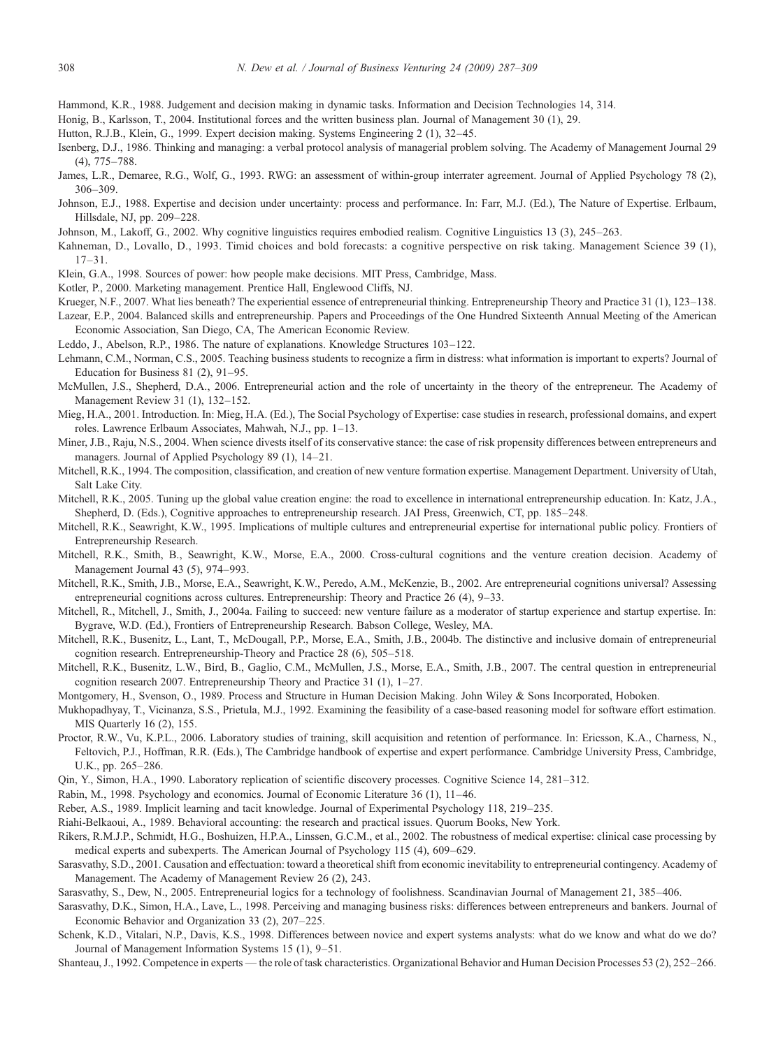Hammond, K.R., 1988. Judgement and decision making in dynamic tasks. Information and Decision Technologies 14, 314.

Honig, B., Karlsson, T., 2004. Institutional forces and the written business plan. Journal of Management 30 (1), 29.

Hutton, R.J.B., Klein, G., 1999. Expert decision making. Systems Engineering 2 (1), 32–45.

Isenberg, D.J., 1986. Thinking and managing: a verbal protocol analysis of managerial problem solving. The Academy of Management Journal 29 (4), 775–788.

James, L.R., Demaree, R.G., Wolf, G., 1993. RWG: an assessment of within-group interrater agreement. Journal of Applied Psychology 78 (2), 306–309.

Johnson, E.J., 1988. Expertise and decision under uncertainty: process and performance. In: Farr, M.J. (Ed.), The Nature of Expertise. Erlbaum, Hillsdale, NJ, pp. 209–228.

Johnson, M., Lakoff, G., 2002. Why cognitive linguistics requires embodied realism. Cognitive Linguistics 13 (3), 245–263.

Kahneman, D., Lovallo, D., 1993. Timid choices and bold forecasts: a cognitive perspective on risk taking. Management Science 39 (1), 17–31.

Klein, G.A., 1998. Sources of power: how people make decisions. MIT Press, Cambridge, Mass.

Kotler, P., 2000. Marketing management. Prentice Hall, Englewood Cliffs, NJ.

Krueger, N.F., 2007. What lies beneath? The experiential essence of entrepreneurial thinking. Entrepreneurship Theory and Practice 31 (1), 123–138.

Lazear, E.P., 2004. Balanced skills and entrepreneurship. Papers and Proceedings of the One Hundred Sixteenth Annual Meeting of the American Economic Association, San Diego, CA, The American Economic Review.

Leddo, J., Abelson, R.P., 1986. The nature of explanations. Knowledge Structures 103–122.

Lehmann, C.M., Norman, C.S., 2005. Teaching business students to recognize a firm in distress: what information is important to experts? Journal of Education for Business 81 (2), 91–95.

McMullen, J.S., Shepherd, D.A., 2006. Entrepreneurial action and the role of uncertainty in the theory of the entrepreneur. The Academy of Management Review 31 (1), 132–152.

Mieg, H.A., 2001. Introduction. In: Mieg, H.A. (Ed.), The Social Psychology of Expertise: case studies in research, professional domains, and expert roles. Lawrence Erlbaum Associates, Mahwah, N.J., pp. 1–13.

Miner, J.B., Raju, N.S., 2004. When science divests itself of its conservative stance: the case of risk propensity differences between entrepreneurs and managers. Journal of Applied Psychology 89 (1), 14–21.

Mitchell, R.K., 1994. The composition, classification, and creation of new venture formation expertise. Management Department. University of Utah, Salt Lake City.

Mitchell, R.K., 2005. Tuning up the global value creation engine: the road to excellence in international entrepreneurship education. In: Katz, J.A., Shepherd, D. (Eds.), Cognitive approaches to entrepreneurship research. JAI Press, Greenwich, CT, pp. 185–248.

Mitchell, R.K., Seawright, K.W., 1995. Implications of multiple cultures and entrepreneurial expertise for international public policy. Frontiers of Entrepreneurship Research.

Mitchell, R.K., Smith, B., Seawright, K.W., Morse, E.A., 2000. Cross-cultural cognitions and the venture creation decision. Academy of Management Journal 43 (5), 974–993.

Mitchell, R.K., Smith, J.B., Morse, E.A., Seawright, K.W., Peredo, A.M., McKenzie, B., 2002. Are entrepreneurial cognitions universal? Assessing entrepreneurial cognitions across cultures. Entrepreneurship: Theory and Practice 26 (4), 9–33.

Mitchell, R., Mitchell, J., Smith, J., 2004a. Failing to succeed: new venture failure as a moderator of startup experience and startup expertise. In: Bygrave, W.D. (Ed.), Frontiers of Entrepreneurship Research. Babson College, Wesley, MA.

Mitchell, R.K., Busenitz, L., Lant, T., McDougall, P.P., Morse, E.A., Smith, J.B., 2004b. The distinctive and inclusive domain of entrepreneurial cognition research. Entrepreneurship-Theory and Practice 28 (6), 505–518.

Mitchell, R.K., Busenitz, L.W., Bird, B., Gaglio, C.M., McMullen, J.S., Morse, E.A., Smith, J.B., 2007. The central question in entrepreneurial cognition research 2007. Entrepreneurship Theory and Practice 31 (1), 1–27.

Montgomery, H., Svenson, O., 1989. Process and Structure in Human Decision Making. John Wiley & Sons Incorporated, Hoboken.

Mukhopadhyay, T., Vicinanza, S.S., Prietula, M.J., 1992. Examining the feasibility of a case-based reasoning model for software effort estimation. MIS Quarterly 16 (2), 155.

Proctor, R.W., Vu, K.P.L., 2006. Laboratory studies of training, skill acquisition and retention of performance. In: Ericsson, K.A., Charness, N., Feltovich, P.J., Hoffman, R.R. (Eds.), The Cambridge handbook of expertise and expert performance. Cambridge University Press, Cambridge, U.K., pp. 265–286.

Qin, Y., Simon, H.A., 1990. Laboratory replication of scientific discovery processes. Cognitive Science 14, 281–312.

Rabin, M., 1998. Psychology and economics. Journal of Economic Literature 36 (1), 11–46.

Reber, A.S., 1989. Implicit learning and tacit knowledge. Journal of Experimental Psychology 118, 219–235.

Riahi-Belkaoui, A., 1989. Behavioral accounting: the research and practical issues. Quorum Books, New York.

Rikers, R.M.J.P., Schmidt, H.G., Boshuizen, H.P.A., Linssen, G.C.M., et al., 2002. The robustness of medical expertise: clinical case processing by medical experts and subexperts. The American Journal of Psychology 115 (4), 609–629.

Sarasvathy, S.D., 2001. Causation and effectuation: toward a theoretical shift from economic inevitability to entrepreneurial contingency. Academy of Management. The Academy of Management Review 26 (2), 243.

Sarasvathy, S., Dew, N., 2005. Entrepreneurial logics for a technology of foolishness. Scandinavian Journal of Management 21, 385–406.

Sarasvathy, D.K., Simon, H.A., Lave, L., 1998. Perceiving and managing business risks: differences between entrepreneurs and bankers. Journal of Economic Behavior and Organization 33 (2), 207–225.

Schenk, K.D., Vitalari, N.P., Davis, K.S., 1998. Differences between novice and expert systems analysts: what do we know and what do we do? Journal of Management Information Systems 15 (1), 9–51.

Shanteau, J., 1992. Competence in experts — the role of task characteristics. Organizational Behavior and Human Decision Processes 53 (2), 252–266.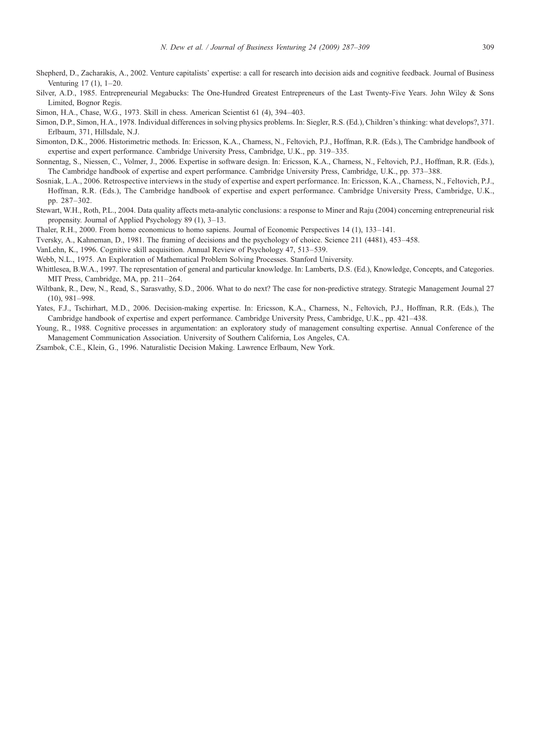Shepherd, D., Zacharakis, A., 2002. Venture capitalists' expertise: a call for research into decision aids and cognitive feedback. Journal of Business Venturing 17 (1), 1–20.

Silver, A.D., 1985. Entrepreneurial Megabucks: The One-Hundred Greatest Entrepreneurs of the Last Twenty-Five Years. John Wiley & Sons Limited, Bognor Regis.

Simon, H.A., Chase, W.G., 1973. Skill in chess. American Scientist 61 (4), 394–403.

Simon, D.P., Simon, H.A., 1978. Individual differences in solving physics problems. In: Siegler, R.S. (Ed.), Children's thinking: what develops?, 371. Erlbaum, 371, Hillsdale, N.J.

Simonton, D.K., 2006. Historimetric methods. In: Ericsson, K.A., Charness, N., Feltovich, P.J., Hoffman, R.R. (Eds.), The Cambridge handbook of expertise and expert performance. Cambridge University Press, Cambridge, U.K., pp. 319–335.

Sonnentag, S., Niessen, C., Volmer, J., 2006. Expertise in software design. In: Ericsson, K.A., Charness, N., Feltovich, P.J., Hoffman, R.R. (Eds.), The Cambridge handbook of expertise and expert performance. Cambridge University Press, Cambridge, U.K., pp. 373–388.

Sosniak, L.A., 2006. Retrospective interviews in the study of expertise and expert performance. In: Ericsson, K.A., Charness, N., Feltovich, P.J., Hoffman, R.R. (Eds.), The Cambridge handbook of expertise and expert performance. Cambridge University Press, Cambridge, U.K., pp. 287–302.

Stewart, W.H., Roth, P.L., 2004. Data quality affects meta-analytic conclusions: a response to Miner and Raju (2004) concerning entrepreneurial risk propensity. Journal of Applied Psychology 89 (1), 3–13.

Thaler, R.H., 2000. From homo economicus to homo sapiens. Journal of Economic Perspectives 14 (1), 133–141.

Tversky, A., Kahneman, D., 1981. The framing of decisions and the psychology of choice. Science 211 (4481), 453–458.

VanLehn, K., 1996. Cognitive skill acquisition. Annual Review of Psychology 47, 513–539.

Webb, N.L., 1975. An Exploration of Mathematical Problem Solving Processes. Stanford University.

Whittlesea, B.W.A., 1997. The representation of general and particular knowledge. In: Lamberts, D.S. (Ed.), Knowledge, Concepts, and Categories. MIT Press, Cambridge, MA, pp. 211–264.

Wiltbank, R., Dew, N., Read, S., Sarasvathy, S.D., 2006. What to do next? The case for non-predictive strategy. Strategic Management Journal 27 (10), 981–998.

Yates, F.J., Tschirhart, M.D., 2006. Decision-making expertise. In: Ericsson, K.A., Charness, N., Feltovich, P.J., Hoffman, R.R. (Eds.), The Cambridge handbook of expertise and expert performance. Cambridge University Press, Cambridge, U.K., pp. 421–438.

Young, R., 1988. Cognitive processes in argumentation: an exploratory study of management consulting expertise. Annual Conference of the Management Communication Association. University of Southern California, Los Angeles, CA.

Zsambok, C.E., Klein, G., 1996. Naturalistic Decision Making. Lawrence Erlbaum, New York.